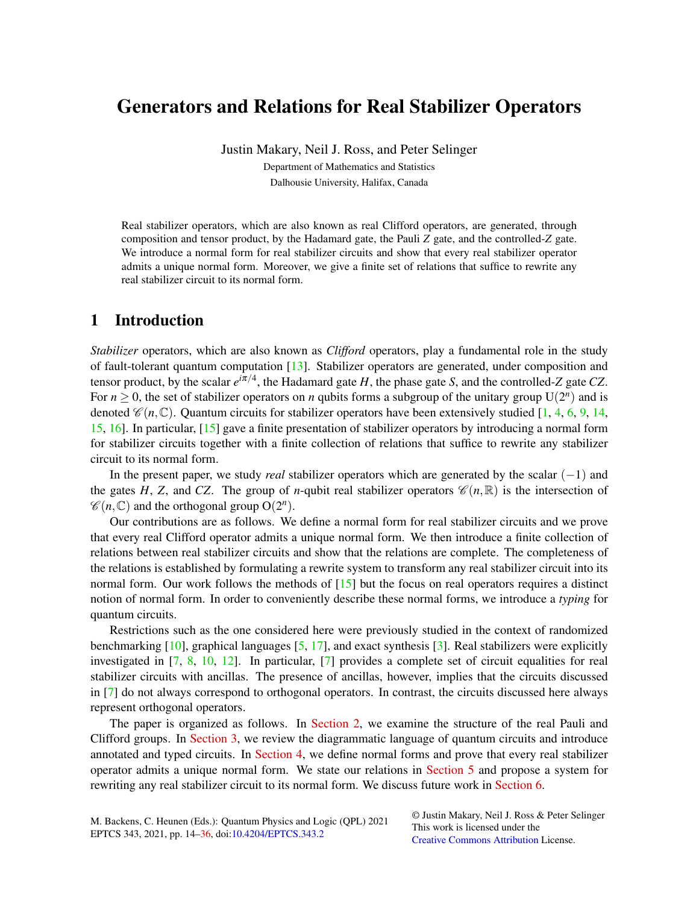# Generators and Relations for Real Stabilizer Operators

Justin Makary, Neil J. Ross, and Peter Selinger

Department of Mathematics and Statistics
Dalhousie University, Halifax, Canada

Real stabilizer operators, which are also known as real Clifford operators, are generated, through composition and tensor product, by the Hadamard gate, the Pauli $Z$ gate, and the controlled-$Z$ gate. We introduce a normal form for real stabilizer circuits and show that every real stabilizer operator admits a unique normal form. Moreover, we give a finite set of relations that suffice to rewrite any real stabilizer circuit to its normal form.

## 1 Introduction

*Stabilizer* operators, which are also known as *Clifford* operators, play a fundamental role in the study of fault-tolerant quantum computation [13]. Stabilizer operators are generated, under composition and tensor product, by the scalar $e^{i\pi/4}$, the Hadamard gate $H$, the phase gate $S$, and the controlled-$Z$ gate $CZ$. For $n \geq 0$, the set of stabilizer operators on $n$ qubits forms a subgroup of the unitary group $\mathrm{U}(2^n)$ and is denoted $\mathscr{C}(n,\mathbb{C})$. Quantum circuits for stabilizer operators have been extensively studied [1, 4, 6, 9, 14, 15, 16]. In particular, [15] gave a finite presentation of stabilizer operators by introducing a normal form for stabilizer circuits together with a finite collection of relations that suffice to rewrite any stabilizer circuit to its normal form.

In the present paper, we study *real* stabilizer operators which are generated by the scalar $(-1)$ and the gates $H$, $Z$, and $CZ$. The group of $n$-qubit real stabilizer operators $\mathscr{C}(n,\mathbb{R})$ is the intersection of $\mathscr{C}(n,\mathbb{C})$ and the orthogonal group $\mathrm{O}(2^n)$.

Our contributions are as follows. We define a normal form for real stabilizer circuits and we prove that every real Clifford operator admits a unique normal form. We then introduce a finite collection of relations between real stabilizer circuits and show that the relations are complete. The completeness of the relations is established by formulating a rewrite system to transform any real stabilizer circuit into its normal form. Our work follows the methods of [15] but the focus on real operators requires a distinct notion of normal form. In order to conveniently describe these normal forms, we introduce a *typing* for quantum circuits.

Restrictions such as the one considered here were previously studied in the context of randomized benchmarking [10], graphical languages [5, 17], and exact synthesis [3]. Real stabilizers were explicitly investigated in [7, 8, 10, 12]. In particular, [7] provides a complete set of circuit equalities for real stabilizer circuits with ancillas. The presence of ancillas, however, implies that the circuits discussed in [7] do not always correspond to orthogonal operators. In contrast, the circuits discussed here always represent orthogonal operators.

The paper is organized as follows. In Section 2, we examine the structure of the real Pauli and Clifford groups. In Section 3, we review the diagrammatic language of quantum circuits and introduce annotated and typed circuits. In Section 4, we define normal forms and prove that every real stabilizer operator admits a unique normal form. We state our relations in Section 5 and propose a system for rewriting any real stabilizer circuit to its normal form. We discuss future work in Section 6.

M. Backens, C. Heunen (Eds.): Quantum Physics and Logic (QPL) 2021
EPTCS 343, 2021, pp. 14–36, doi:10.4204/EPTCS.343.2

© Justin Makary, Neil J. Ross & Peter Selinger
This work is licensed under the
Creative Commons Attribution License.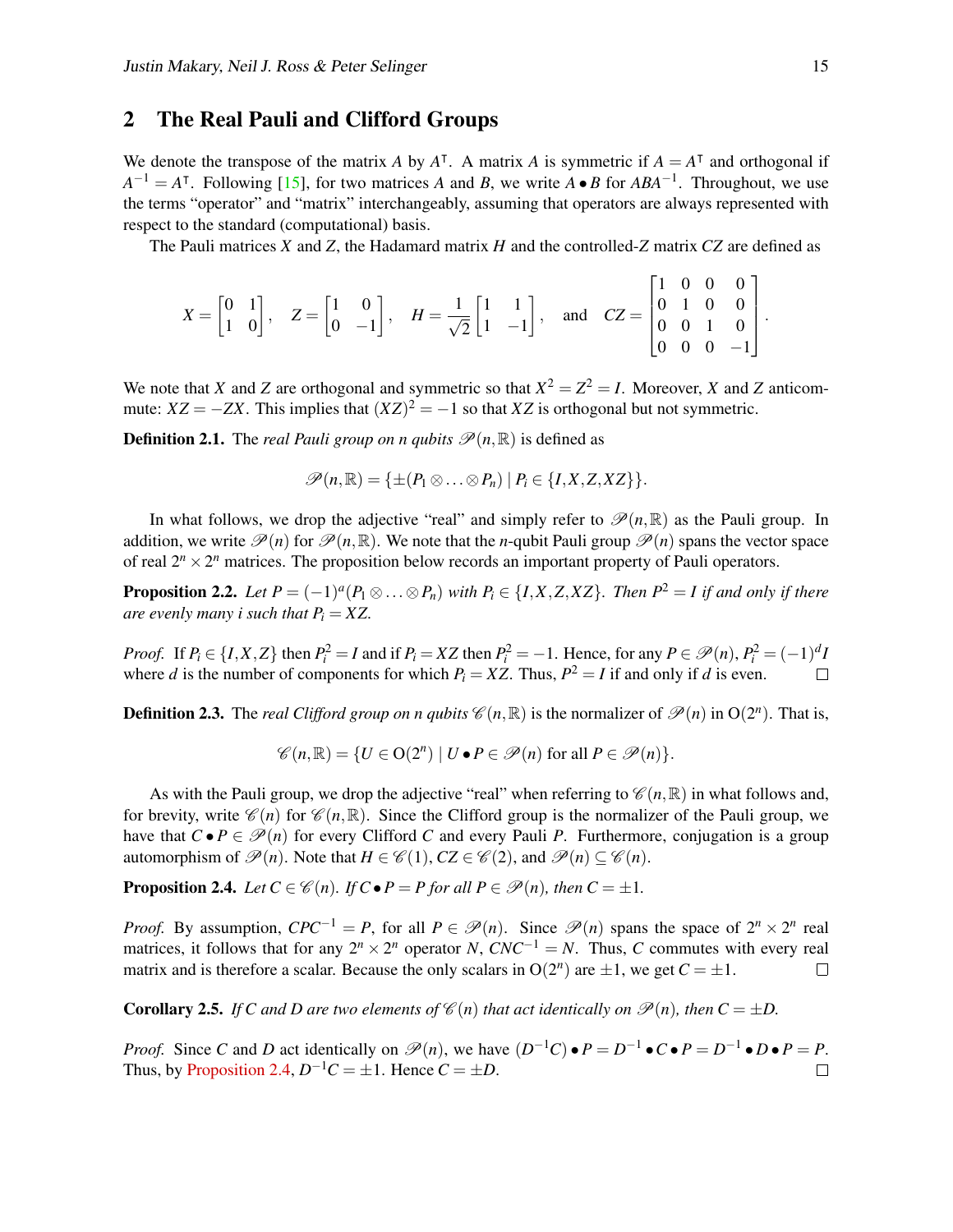## 2 The Real Pauli and Clifford Groups

We denote the transpose of the matrix $A$ by $A^\intercal$. A matrix $A$ is symmetric if $A = A^\intercal$ and orthogonal if $A^{-1} = A^\intercal$. Following [15], for two matrices $A$ and $B$, we write $A \bullet B$ for $ABA^{-1}$. Throughout, we use the terms "operator" and "matrix" interchangeably, assuming that operators are always represented with respect to the standard (computational) basis.

The Pauli matrices $X$ and $Z$, the Hadamard matrix $H$ and the controlled-$Z$ matrix $CZ$ are defined as

$$X = \begin{bmatrix} 0 & 1 \\ 1 & 0 \end{bmatrix}, \quad Z = \begin{bmatrix} 1 & 0 \\ 0 & -1 \end{bmatrix}, \quad H = \frac{1}{\sqrt{2}} \begin{bmatrix} 1 & 1 \\ 1 & -1 \end{bmatrix}, \quad \text{and} \quad CZ = \begin{bmatrix} 1 & 0 & 0 & 0 \\ 0 & 1 & 0 & 0 \\ 0 & 0 & 1 & 0 \\ 0 & 0 & 0 & -1 \end{bmatrix}.$$

We note that $X$ and $Z$ are orthogonal and symmetric so that $X^2 = Z^2 = I$. Moreover, $X$ and $Z$ anticommute: $XZ = -ZX$. This implies that $(XZ)^2 = -1$ so that $XZ$ is orthogonal but not symmetric.

**Definition 2.1.** The *real Pauli group on $n$ qubits* $\mathscr{P}(n,\mathbb{R})$ is defined as

$$\mathscr{P}(n,\mathbb{R}) = \{\pm(P_1 \otimes \ldots \otimes P_n) \mid P_i \in \{I, X, Z, XZ\}\}.$$

In what follows, we drop the adjective "real" and simply refer to $\mathscr{P}(n,\mathbb{R})$ as the Pauli group. In addition, we write $\mathscr{P}(n)$ for $\mathscr{P}(n,\mathbb{R})$. We note that the $n$-qubit Pauli group $\mathscr{P}(n)$ spans the vector space of real $2^n \times 2^n$ matrices. The proposition below records an important property of Pauli operators.

**Proposition 2.2.** *Let $P = (-1)^a(P_1 \otimes \ldots \otimes P_n)$ with $P_i \in \{I, X, Z, XZ\}$. Then $P^2 = I$ if and only if there are evenly many $i$ such that $P_i = XZ$.*

*Proof.* If $P_i \in \{I, X, Z\}$ then $P_i^2 = I$ and if $P_i = XZ$ then $P_i^2 = -1$. Hence, for any $P \in \mathscr{P}(n)$, $P_i^2 = (-1)^d I$ where $d$ is the number of components for which $P_i = XZ$. Thus, $P^2 = I$ if and only if $d$ is even. □

**Definition 2.3.** The *real Clifford group on $n$ qubits* $\mathscr{C}(n,\mathbb{R})$ is the normalizer of $\mathscr{P}(n)$ in $\mathrm{O}(2^n)$. That is,

$$\mathscr{C}(n,\mathbb{R}) = \{U \in \mathrm{O}(2^n) \mid U \bullet P \in \mathscr{P}(n) \text{ for all } P \in \mathscr{P}(n)\}.$$

As with the Pauli group, we drop the adjective "real" when referring to $\mathscr{C}(n,\mathbb{R})$ in what follows and, for brevity, write $\mathscr{C}(n)$ for $\mathscr{C}(n,\mathbb{R})$. Since the Clifford group is the normalizer of the Pauli group, we have that $C \bullet P \in \mathscr{P}(n)$ for every Clifford $C$ and every Pauli $P$. Furthermore, conjugation is a group automorphism of $\mathscr{P}(n)$. Note that $H \in \mathscr{C}(1)$, $CZ \in \mathscr{C}(2)$, and $\mathscr{P}(n) \subseteq \mathscr{C}(n)$.

**Proposition 2.4.** *Let $C \in \mathscr{C}(n)$. If $C \bullet P = P$ for all $P \in \mathscr{P}(n)$, then $C = \pm 1$.*

*Proof.* By assumption, $CPC^{-1} = P$, for all $P \in \mathscr{P}(n)$. Since $\mathscr{P}(n)$ spans the space of $2^n \times 2^n$ real matrices, it follows that for any $2^n \times 2^n$ operator $N$, $CNC^{-1} = N$. Thus, $C$ commutes with every real matrix and is therefore a scalar. Because the only scalars in $\mathrm{O}(2^n)$ are $\pm 1$, we get $C = \pm 1$. □

**Corollary 2.5.** *If $C$ and $D$ are two elements of $\mathscr{C}(n)$ that act identically on $\mathscr{P}(n)$, then $C = \pm D$.*

*Proof.* Since $C$ and $D$ act identically on $\mathscr{P}(n)$, we have $(D^{-1}C) \bullet P = D^{-1} \bullet C \bullet P = D^{-1} \bullet D \bullet P = P$. Thus, by Proposition 2.4, $D^{-1}C = \pm 1$. Hence $C = \pm D$. □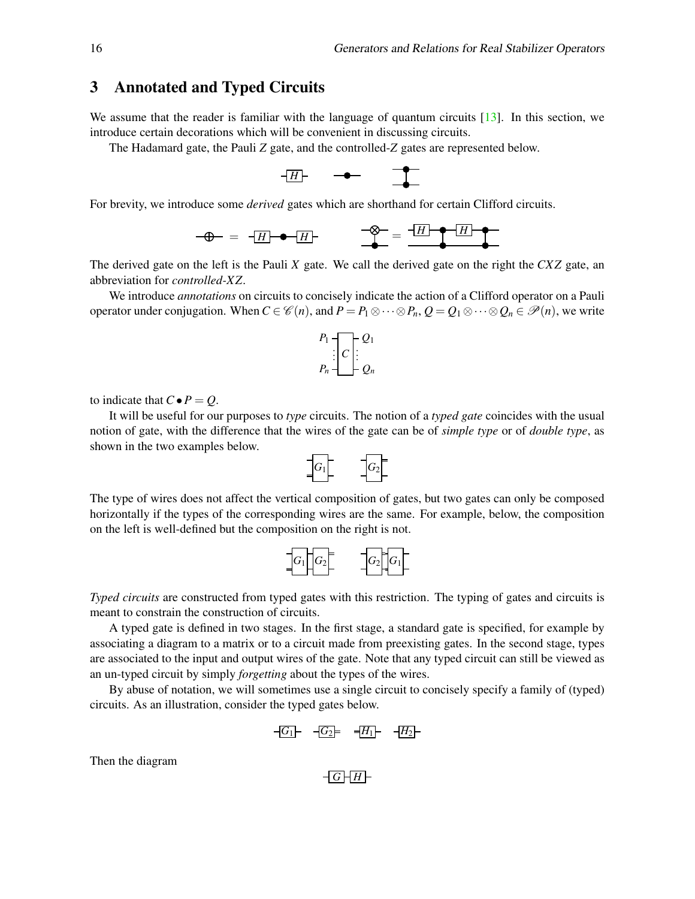## 3 Annotated and Typed Circuits

We assume that the reader is familiar with the language of quantum circuits [13]. In this section, we introduce certain decorations which will be convenient in discussing circuits.

The Hadamard gate, the Pauli $Z$ gate, and the controlled-$Z$ gates are represented below.

For brevity, we introduce some *derived* gates which are shorthand for certain Clifford circuits.

The derived gate on the left is the Pauli $X$ gate. We call the derived gate on the right the $CXZ$ gate, an abbreviation for *controlled-XZ*.

We introduce *annotations* on circuits to concisely indicate the action of a Clifford operator on a Pauli operator under conjugation. When $C \in \mathscr{C}(n)$, and $P = P_1 \otimes \cdots \otimes P_n$, $Q = Q_1 \otimes \cdots \otimes Q_n \in \mathscr{P}(n)$, we write

to indicate that $C \bullet P = Q$.

It will be useful for our purposes to *type* circuits. The notion of a *typed gate* coincides with the usual notion of gate, with the difference that the wires of the gate can be of *simple type* or of *double type*, as shown in the two examples below.

The type of wires does not affect the vertical composition of gates, but two gates can only be composed horizontally if the types of the corresponding wires are the same. For example, below, the composition on the left is well-defined but the composition on the right is not.

*Typed circuits* are constructed from typed gates with this restriction. The typing of gates and circuits is meant to constrain the construction of circuits.

A typed gate is defined in two stages. In the first stage, a standard gate is specified, for example by associating a diagram to a matrix or to a circuit made from preexisting gates. In the second stage, types are associated to the input and output wires of the gate. Note that any typed circuit can still be viewed as an un-typed circuit by simply *forgetting* about the types of the wires.

By abuse of notation, we will sometimes use a single circuit to concisely specify a family of (typed) circuits. As an illustration, consider the typed gates below.

Then the diagram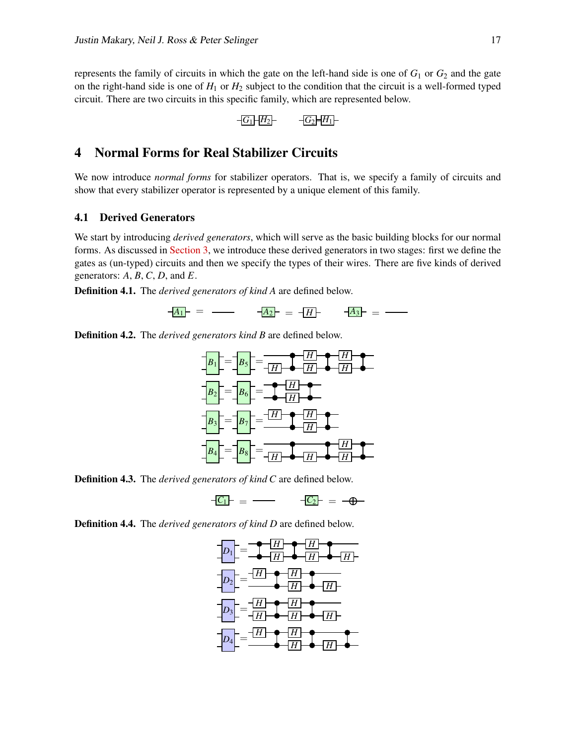represents the family of circuits in which the gate on the left-hand side is one of $G_1$ or $G_2$ and the gate on the right-hand side is one of $H_1$ or $H_2$ subject to the condition that the circuit is a well-formed typed circuit. There are two circuits in this specific family, which are represented below.

# 4 Normal Forms for Real Stabilizer Circuits

We now introduce *normal forms* for stabilizer operators. That is, we specify a family of circuits and show that every stabilizer operator is represented by a unique element of this family.

## 4.1 Derived Generators

We start by introducing *derived generators*, which will serve as the basic building blocks for our normal forms. As discussed in Section 3, we introduce these derived generators in two stages: first we define the gates as (un-typed) circuits and then we specify the types of their wires. There are five kinds of derived generators: $A$, $B$, $C$, $D$, and $E$.

**Definition 4.1.** The *derived generators of kind A* are defined below.

**Definition 4.2.** The *derived generators kind B* are defined below.

**Definition 4.3.** The *derived generators of kind C* are defined below.

**Definition 4.4.** The *derived generators of kind D* are defined below.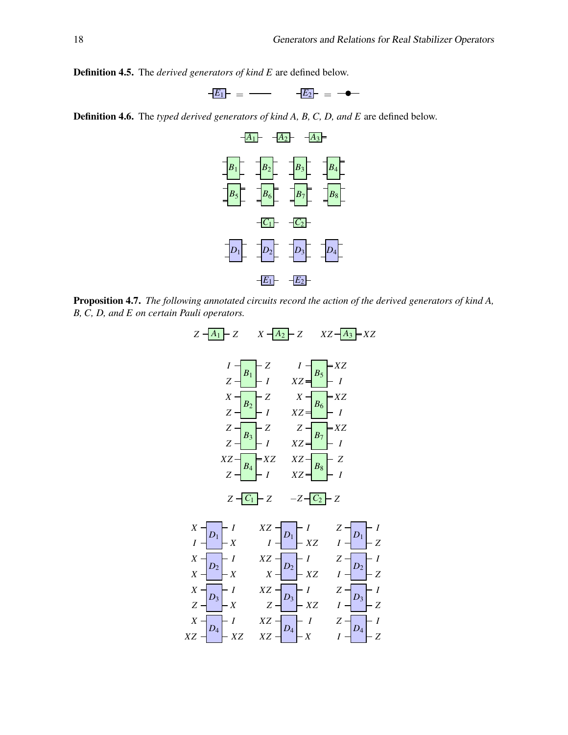**Definition 4.5.** The *derived generators of kind E* are defined below.

$$E_1 = \text{———} \qquad E_2 = \text{—●—}$$

**Definition 4.6.** The *typed derived generators of kind A, B, C, D, and E* are defined below.

$$A_1 \quad A_2 \quad A_3$$

$$B_1 \quad B_2 \quad B_3 \quad B_4$$

$$B_5 \quad B_6 \quad B_7 \quad B_8$$

$$C_1 \quad C_2$$

$$D_1 \quad D_2 \quad D_3 \quad D_4$$

$$E_1 \quad E_2$$

**Proposition 4.7.** *The following annotated circuits record the action of the derived generators of kind A, B, C, D, and E on certain Pauli operators.*

$$Z - A_1 - Z \qquad X - A_2 - Z \qquad XZ - A_3 = XZ$$

| Inputs | Generator | Outputs | Inputs | Generator | Outputs |
|---|---|---|---|---|---|
| $I$, $Z$ | $B_1$ | $Z$, $I$ | $I$, $XZ$ | $B_5$ | $XZ$, $I$ |
| $X$, $Z$ | $B_2$ | $Z$, $I$ | $X$, $XZ$ | $B_6$ | $XZ$, $I$ |
| $Z$, $Z$ | $B_3$ | $Z$, $I$ | $Z$, $XZ$ | $B_7$ | $XZ$, $I$ |
| $XZ$, $Z$ | $B_4$ | $XZ$, $I$ | $XZ$, $XZ$ | $B_8$ | $Z$, $I$ |

$$Z - C_1 - Z \qquad -Z - C_2 - Z$$

| Inputs | Generator | Outputs | Inputs | Generator | Outputs | Inputs | Generator | Outputs |
|---|---|---|---|---|---|---|---|---|
| $X$, $I$ | $D_1$ | $I$, $X$ | $XZ$, $I$ | $D_1$ | $I$, $XZ$ | $Z$, $I$ | $D_1$ | $I$, $Z$ |
| $X$, $X$ | $D_2$ | $I$, $X$ | $XZ$, $X$ | $D_2$ | $I$, $XZ$ | $Z$, $I$ | $D_2$ | $I$, $Z$ |
| $X$, $Z$ | $D_3$ | $I$, $X$ | $XZ$, $Z$ | $D_3$ | $I$, $XZ$ | $Z$, $I$ | $D_3$ | $I$, $Z$ |
| $X$, $XZ$ | $D_4$ | $I$, $XZ$ | $XZ$, $XZ$ | $D_4$ | $I$, $X$ | $Z$, $I$ | $D_4$ | $I$, $Z$ |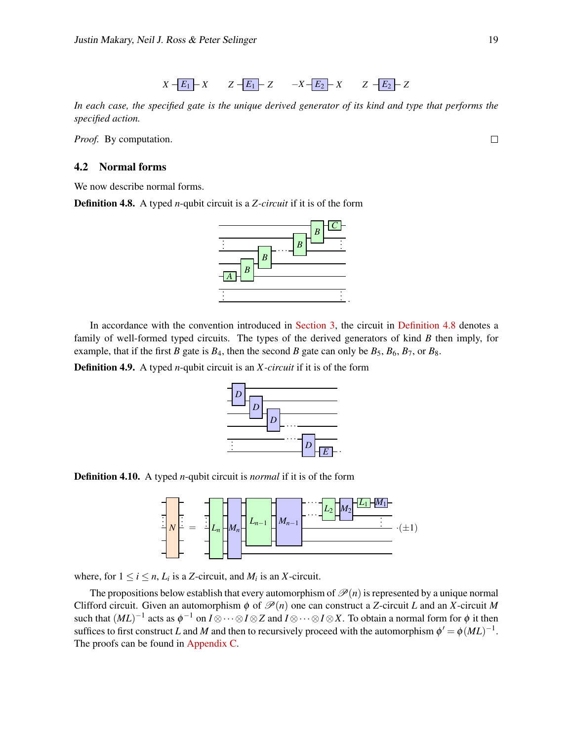$$X - \boxed{E_1} - X \qquad Z - \boxed{E_1} - Z \qquad -X - \boxed{E_2} - X \qquad Z - \boxed{E_2} - Z$$

*In each case, the specified gate is the unique derived generator of its kind and type that performs the specified action.*

*Proof.* By computation. □

## 4.2 Normal forms

We now describe normal forms.

**Definition 4.8.** A typed $n$-qubit circuit is a *Z-circuit* if it is of the form

In accordance with the convention introduced in Section 3, the circuit in Definition 4.8 denotes a family of well-formed typed circuits. The types of the derived generators of kind $B$ then imply, for example, that if the first $B$ gate is $B_4$, then the second $B$ gate can only be $B_5$, $B_6$, $B_7$, or $B_8$.

**Definition 4.9.** A typed $n$-qubit circuit is an *X-circuit* if it is of the form

**Definition 4.10.** A typed $n$-qubit circuit is *normal* if it is of the form

$$N = L_n M_n L_{n-1} M_{n-1} \cdots L_2 M_2 L_1 M_1 \cdot (\pm 1)$$

where, for $1 \leq i \leq n$, $L_i$ is a $Z$-circuit, and $M_i$ is an $X$-circuit.

The propositions below establish that every automorphism of $\mathscr{P}(n)$ is represented by a unique normal Clifford circuit. Given an automorphism $\phi$ of $\mathscr{P}(n)$ one can construct a $Z$-circuit $L$ and an $X$-circuit $M$ such that $(ML)^{-1}$ acts as $\phi^{-1}$ on $I \otimes \cdots \otimes I \otimes Z$ and $I \otimes \cdots \otimes I \otimes X$. To obtain a normal form for $\phi$ it then suffices to first construct $L$ and $M$ and then to recursively proceed with the automorphism $\phi' = \phi(ML)^{-1}$. The proofs can be found in Appendix C.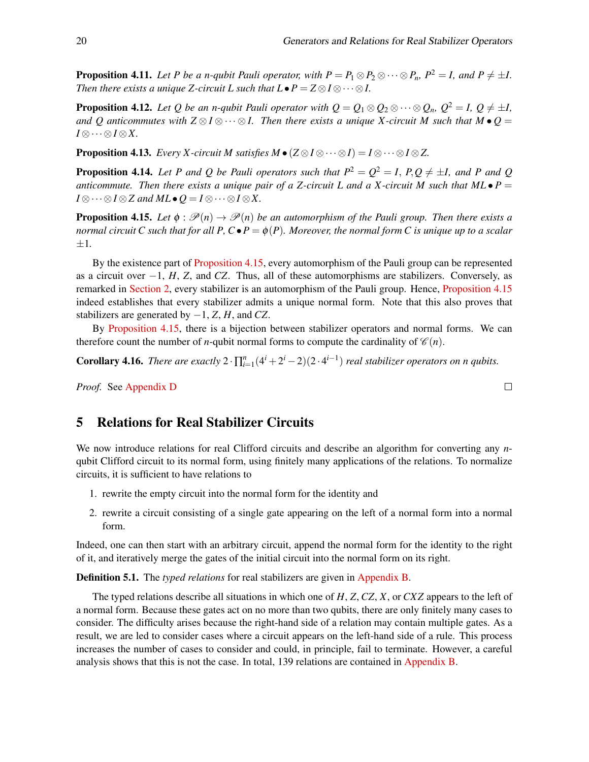**Proposition 4.11.** *Let $P$ be a $n$-qubit Pauli operator, with $P = P_1 \otimes P_2 \otimes \cdots \otimes P_n$, $P^2 = I$, and $P \neq \pm I$. Then there exists a unique $Z$-circuit $L$ such that $L \bullet P = Z \otimes I \otimes \cdots \otimes I$.*

**Proposition 4.12.** *Let $Q$ be an $n$-qubit Pauli operator with $Q = Q_1 \otimes Q_2 \otimes \cdots \otimes Q_n$, $Q^2 = I$, $Q \neq \pm I$, and $Q$ anticommutes with $Z \otimes I \otimes \cdots \otimes I$. Then there exists a unique $X$-circuit $M$ such that $M \bullet Q = I \otimes \cdots \otimes I \otimes X$.*

**Proposition 4.13.** *Every $X$-circuit $M$ satisfies $M \bullet (Z \otimes I \otimes \cdots \otimes I) = I \otimes \cdots \otimes I \otimes Z$.*

**Proposition 4.14.** *Let $P$ and $Q$ be Pauli operators such that $P^2 = Q^2 = I$, $P, Q \neq \pm I$, and $P$ and $Q$ anticommute. Then there exists a unique pair of a $Z$-circuit $L$ and a $X$-circuit $M$ such that $ML \bullet P = I \otimes \cdots \otimes I \otimes Z$ and $ML \bullet Q = I \otimes \cdots \otimes I \otimes X$.*

**Proposition 4.15.** *Let $\phi : \mathscr{P}(n) \to \mathscr{P}(n)$ be an automorphism of the Pauli group. Then there exists a normal circuit $C$ such that for all $P$, $C \bullet P = \phi(P)$. Moreover, the normal form $C$ is unique up to a scalar $\pm 1$.*

By the existence part of Proposition 4.15, every automorphism of the Pauli group can be represented as a circuit over $-1$, $H$, $Z$, and $CZ$. Thus, all of these automorphisms are stabilizers. Conversely, as remarked in Section 2, every stabilizer is an automorphism of the Pauli group. Hence, Proposition 4.15 indeed establishes that every stabilizer admits a unique normal form. Note that this also proves that stabilizers are generated by $-1$, $Z$, $H$, and $CZ$.

By Proposition 4.15, there is a bijection between stabilizer operators and normal forms. We can therefore count the number of $n$-qubit normal forms to compute the cardinality of $\mathscr{C}(n)$.

**Corollary 4.16.** *There are exactly $2 \cdot \prod_{i=1}^{n}(4^i + 2^i - 2)(2 \cdot 4^{i-1})$ real stabilizer operators on $n$ qubits.*

*Proof.* See Appendix D ∎

## 5 Relations for Real Stabilizer Circuits

We now introduce relations for real Clifford circuits and describe an algorithm for converting any $n$-qubit Clifford circuit to its normal form, using finitely many applications of the relations. To normalize circuits, it is sufficient to have relations to

1. rewrite the empty circuit into the normal form for the identity and
2. rewrite a circuit consisting of a single gate appearing on the left of a normal form into a normal form.

Indeed, one can then start with an arbitrary circuit, append the normal form for the identity to the right of it, and iteratively merge the gates of the initial circuit into the normal form on its right.

**Definition 5.1.** The *typed relations* for real stabilizers are given in Appendix B.

The typed relations describe all situations in which one of $H$, $Z$, $CZ$, $X$, or $CXZ$ appears to the left of a normal form. Because these gates act on no more than two qubits, there are only finitely many cases to consider. The difficulty arises because the right-hand side of a relation may contain multiple gates. As a result, we are led to consider cases where a circuit appears on the left-hand side of a rule. This process increases the number of cases to consider and could, in principle, fail to terminate. However, a careful analysis shows that this is not the case. In total, 139 relations are contained in Appendix B.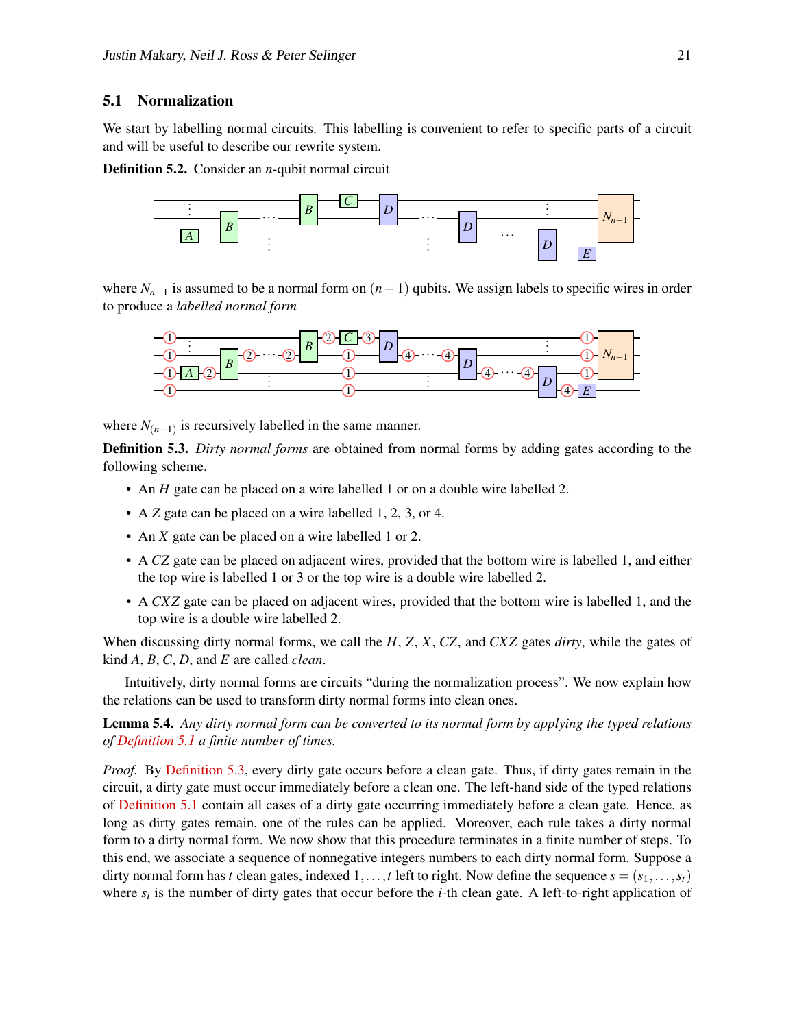## 5.1 Normalization

We start by labelling normal circuits. This labelling is convenient to refer to specific parts of a circuit and will be useful to describe our rewrite system.

**Definition 5.2.** Consider an $n$-qubit normal circuit

where $N_{n-1}$ is assumed to be a normal form on $(n-1)$ qubits. We assign labels to specific wires in order to produce a *labelled normal form*

where $N_{(n-1)}$ is recursively labelled in the same manner.

**Definition 5.3.** *Dirty normal forms* are obtained from normal forms by adding gates according to the following scheme.

- An $H$ gate can be placed on a wire labelled 1 or on a double wire labelled 2.
- A $Z$ gate can be placed on a wire labelled 1, 2, 3, or 4.
- An $X$ gate can be placed on a wire labelled 1 or 2.
- A $CZ$ gate can be placed on adjacent wires, provided that the bottom wire is labelled 1, and either the top wire is labelled 1 or 3 or the top wire is a double wire labelled 2.
- A $CXZ$ gate can be placed on adjacent wires, provided that the bottom wire is labelled 1, and the top wire is a double wire labelled 2.

When discussing dirty normal forms, we call the $H$, $Z$, $X$, $CZ$, and $CXZ$ gates *dirty*, while the gates of kind $A$, $B$, $C$, $D$, and $E$ are called *clean*.

Intuitively, dirty normal forms are circuits "during the normalization process". We now explain how the relations can be used to transform dirty normal forms into clean ones.

**Lemma 5.4.** *Any dirty normal form can be converted to its normal form by applying the typed relations of Definition 5.1 a finite number of times.*

*Proof.* By Definition 5.3, every dirty gate occurs before a clean gate. Thus, if dirty gates remain in the circuit, a dirty gate must occur immediately before a clean one. The left-hand side of the typed relations of Definition 5.1 contain all cases of a dirty gate occurring immediately before a clean gate. Hence, as long as dirty gates remain, one of the rules can be applied. Moreover, each rule takes a dirty normal form to a dirty normal form. We now show that this procedure terminates in a finite number of steps. To this end, we associate a sequence of nonnegative integers numbers to each dirty normal form. Suppose a dirty normal form has $t$ clean gates, indexed $1,\ldots,t$ left to right. Now define the sequence $s=(s_1,\ldots,s_t)$ where $s_i$ is the number of dirty gates that occur before the $i$-th clean gate. A left-to-right application of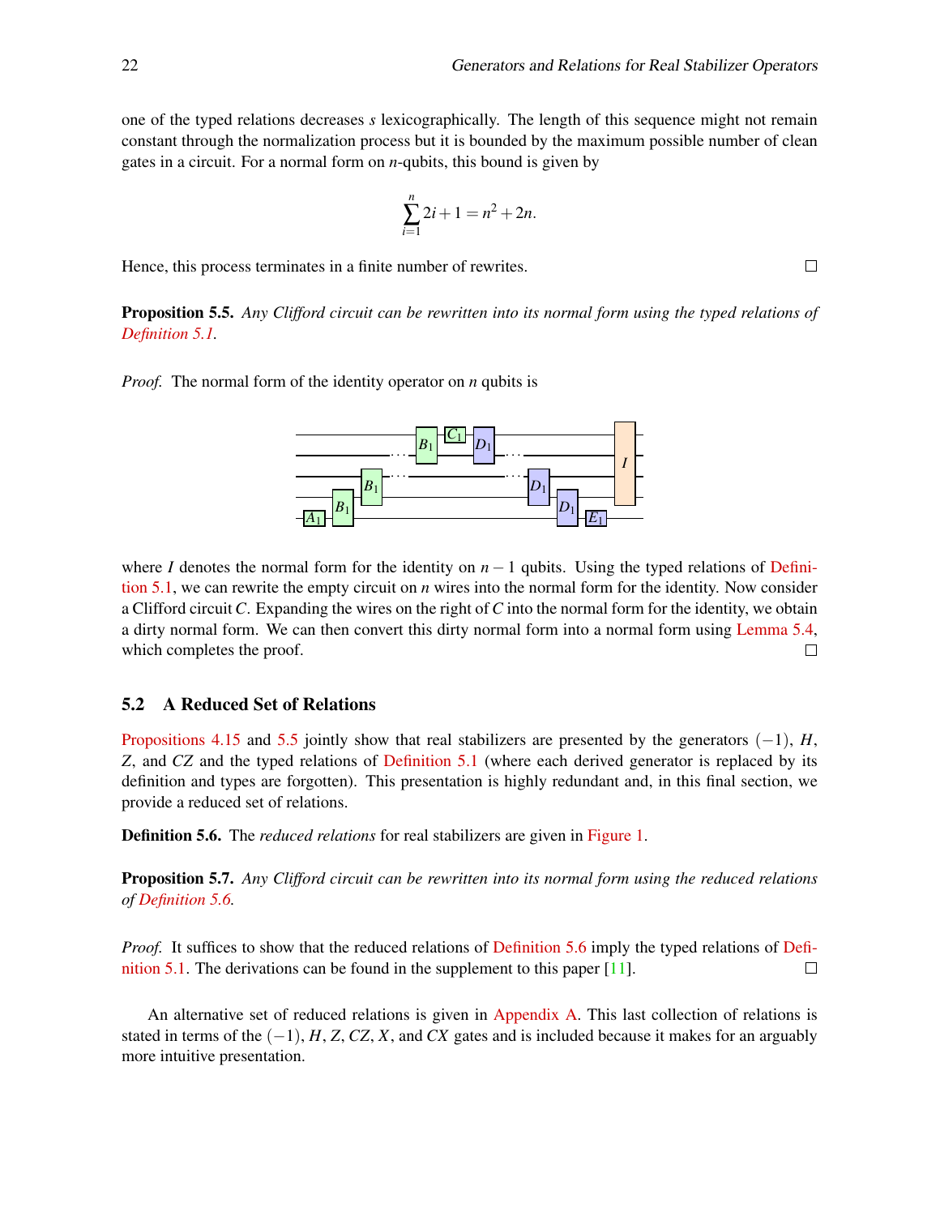one of the typed relations decreases $s$ lexicographically. The length of this sequence might not remain constant through the normalization process but it is bounded by the maximum possible number of clean gates in a circuit. For a normal form on $n$-qubits, this bound is given by

$$\sum_{i=1}^{n} 2i+1 = n^2+2n.$$

Hence, this process terminates in a finite number of rewrites. □

**Proposition 5.5.** *Any Clifford circuit can be rewritten into its normal form using the typed relations of Definition 5.1.*

*Proof.* The normal form of the identity operator on $n$ qubits is

where $I$ denotes the normal form for the identity on $n-1$ qubits. Using the typed relations of Definition 5.1, we can rewrite the empty circuit on $n$ wires into the normal form for the identity. Now consider a Clifford circuit $C$. Expanding the wires on the right of $C$ into the normal form for the identity, we obtain a dirty normal form. We can then convert this dirty normal form into a normal form using Lemma 5.4, which completes the proof. □

### 5.2 A Reduced Set of Relations

Propositions 4.15 and 5.5 jointly show that real stabilizers are presented by the generators $(-1)$, $H$, $Z$, and $CZ$ and the typed relations of Definition 5.1 (where each derived generator is replaced by its definition and types are forgotten). This presentation is highly redundant and, in this final section, we provide a reduced set of relations.

**Definition 5.6.** The *reduced relations* for real stabilizers are given in Figure 1.

**Proposition 5.7.** *Any Clifford circuit can be rewritten into its normal form using the reduced relations of Definition 5.6.*

*Proof.* It suffices to show that the reduced relations of Definition 5.6 imply the typed relations of Definition 5.1. The derivations can be found in the supplement to this paper [11]. □

An alternative set of reduced relations is given in Appendix A. This last collection of relations is stated in terms of the $(-1)$, $H$, $Z$, $CZ$, $X$, and $CX$ gates and is included because it makes for an arguably more intuitive presentation.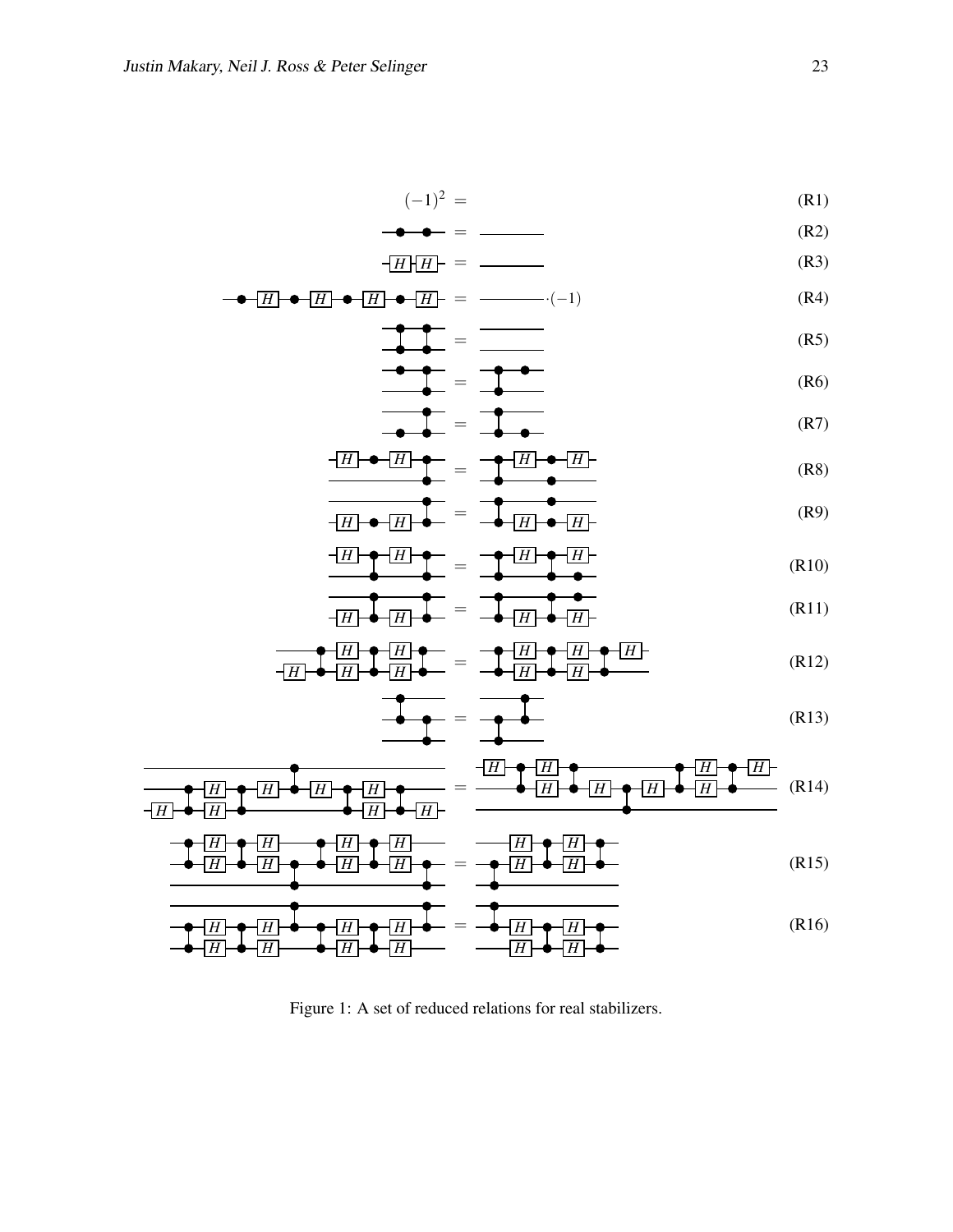$$(-1)^2 = \qquad \text{(R1)}$$

(R2)

(R3)

$$= \cdot(-1) \qquad \text{(R4)}$$

(R5)

(R6)

(R7)

(R8)

(R9)

(R10)

(R11)

(R12)

(R13)

(R14)

(R15)

(R16)

Figure 1: A set of reduced relations for real stabilizers.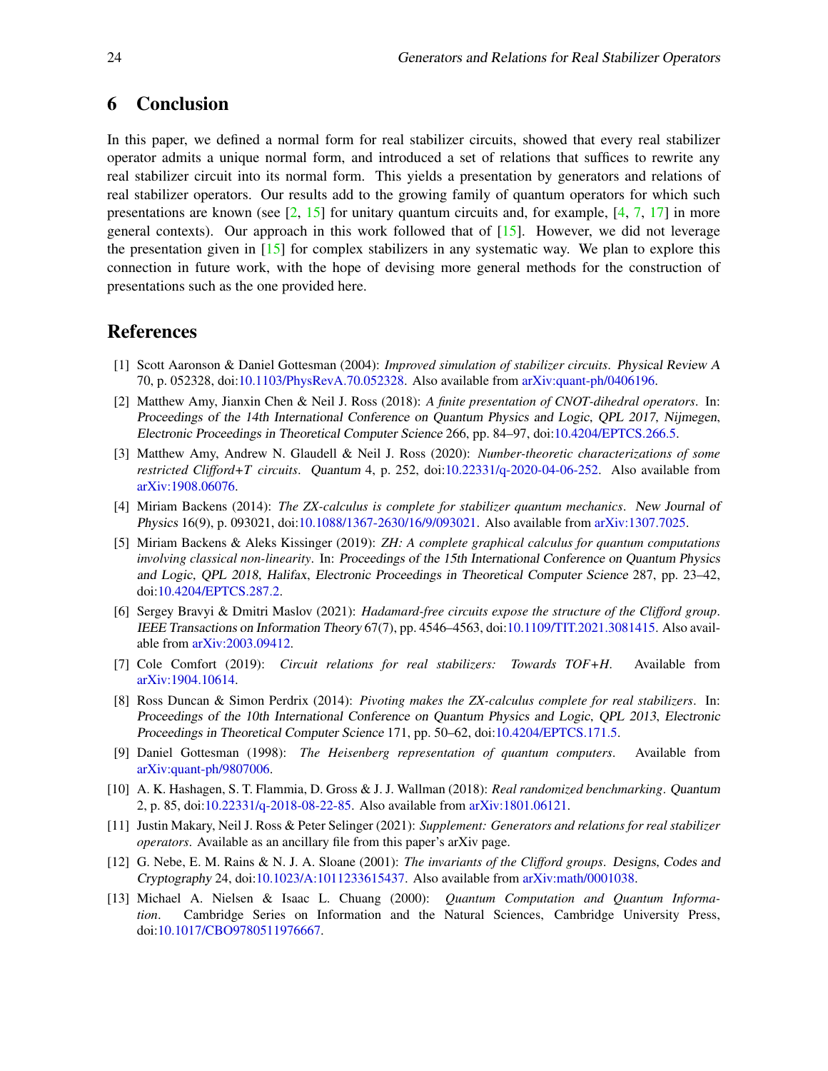## 6 Conclusion

In this paper, we defined a normal form for real stabilizer circuits, showed that every real stabilizer operator admits a unique normal form, and introduced a set of relations that suffices to rewrite any real stabilizer circuit into its normal form. This yields a presentation by generators and relations of real stabilizer operators. Our results add to the growing family of quantum operators for which such presentations are known (see [2, 15] for unitary quantum circuits and, for example, [4, 7, 17] in more general contexts). Our approach in this work followed that of [15]. However, we did not leverage the presentation given in [15] for complex stabilizers in any systematic way. We plan to explore this connection in future work, with the hope of devising more general methods for the construction of presentations such as the one provided here.

## References

[1] Scott Aaronson & Daniel Gottesman (2004): *Improved simulation of stabilizer circuits*. Physical Review A 70, p. 052328, doi:10.1103/PhysRevA.70.052328. Also available from arXiv:quant-ph/0406196.

[2] Matthew Amy, Jianxin Chen & Neil J. Ross (2018): *A finite presentation of CNOT-dihedral operators*. In: Proceedings of the 14th International Conference on Quantum Physics and Logic, QPL 2017, Nijmegen, Electronic Proceedings in Theoretical Computer Science 266, pp. 84–97, doi:10.4204/EPTCS.266.5.

[3] Matthew Amy, Andrew N. Glaudell & Neil J. Ross (2020): *Number-theoretic characterizations of some restricted Clifford+T circuits*. Quantum 4, p. 252, doi:10.22331/q-2020-04-06-252. Also available from arXiv:1908.06076.

[4] Miriam Backens (2014): *The ZX-calculus is complete for stabilizer quantum mechanics*. New Journal of Physics 16(9), p. 093021, doi:10.1088/1367-2630/16/9/093021. Also available from arXiv:1307.7025.

[5] Miriam Backens & Aleks Kissinger (2019): *ZH: A complete graphical calculus for quantum computations involving classical non-linearity*. In: Proceedings of the 15th International Conference on Quantum Physics and Logic, QPL 2018, Halifax, Electronic Proceedings in Theoretical Computer Science 287, pp. 23–42, doi:10.4204/EPTCS.287.2.

[6] Sergey Bravyi & Dmitri Maslov (2021): *Hadamard-free circuits expose the structure of the Clifford group*. IEEE Transactions on Information Theory 67(7), pp. 4546–4563, doi:10.1109/TIT.2021.3081415. Also available from arXiv:2003.09412.

[7] Cole Comfort (2019): *Circuit relations for real stabilizers: Towards TOF+H*. Available from arXiv:1904.10614.

[8] Ross Duncan & Simon Perdrix (2014): *Pivoting makes the ZX-calculus complete for real stabilizers*. In: Proceedings of the 10th International Conference on Quantum Physics and Logic, QPL 2013, Electronic Proceedings in Theoretical Computer Science 171, pp. 50–62, doi:10.4204/EPTCS.171.5.

[9] Daniel Gottesman (1998): *The Heisenberg representation of quantum computers*. Available from arXiv:quant-ph/9807006.

[10] A. K. Hashagen, S. T. Flammia, D. Gross & J. J. Wallman (2018): *Real randomized benchmarking*. Quantum 2, p. 85, doi:10.22331/q-2018-08-22-85. Also available from arXiv:1801.06121.

[11] Justin Makary, Neil J. Ross & Peter Selinger (2021): *Supplement: Generators and relations for real stabilizer operators*. Available as an ancillary file from this paper's arXiv page.

[12] G. Nebe, E. M. Rains & N. J. A. Sloane (2001): *The invariants of the Clifford groups*. Designs, Codes and Cryptography 24, doi:10.1023/A:1011233615437. Also available from arXiv:math/0001038.

[13] Michael A. Nielsen & Isaac L. Chuang (2000): *Quantum Computation and Quantum Information*. Cambridge Series on Information and the Natural Sciences, Cambridge University Press, doi:10.1017/CBO9780511976667.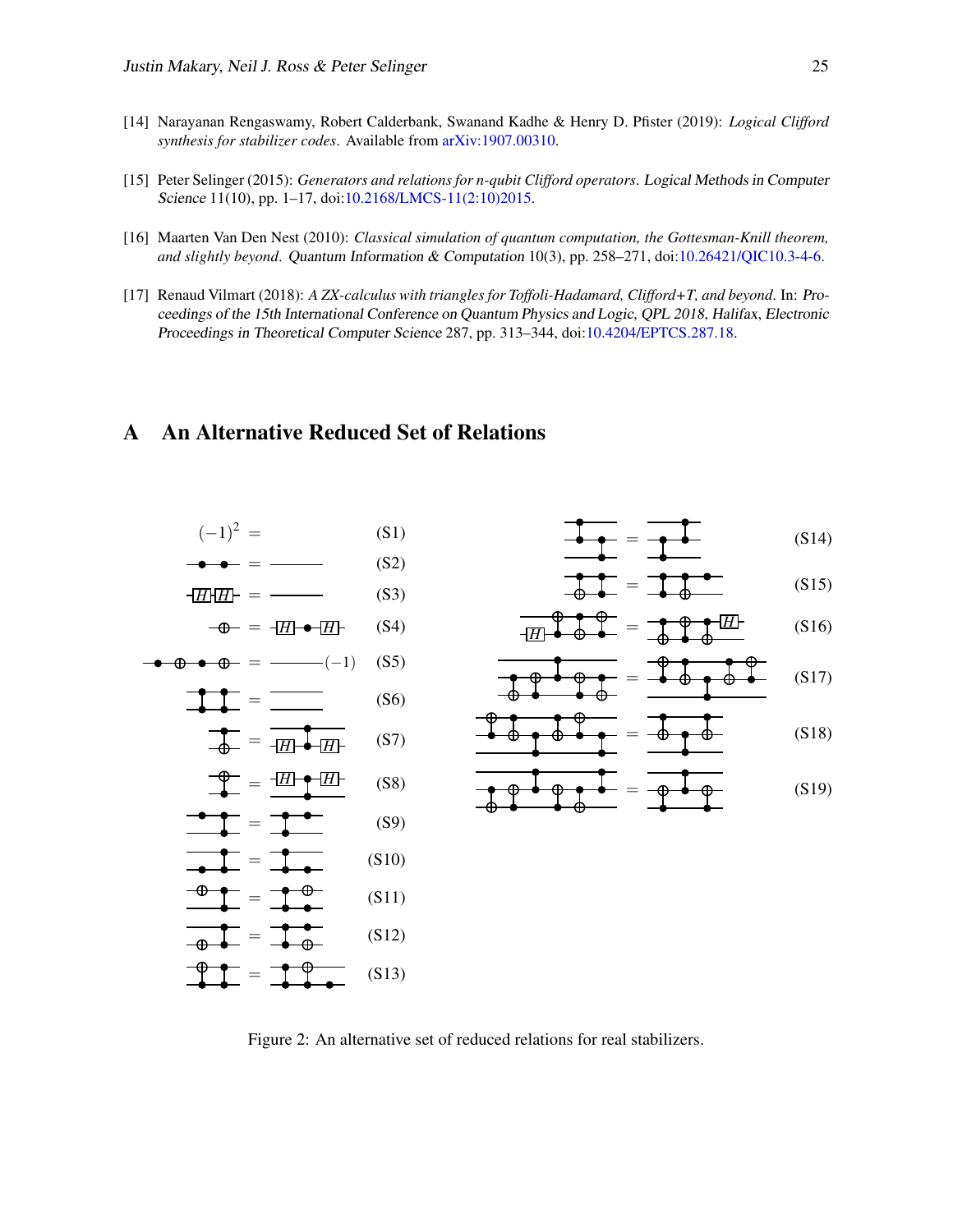[14] Narayanan Rengaswamy, Robert Calderbank, Swanand Kadhe & Henry D. Pfister (2019): *Logical Clifford synthesis for stabilizer codes*. Available from arXiv:1907.00310.

[15] Peter Selinger (2015): *Generators and relations for n-qubit Clifford operators*. Logical Methods in Computer Science 11(10), pp. 1–17, doi:10.2168/LMCS-11(2:10)2015.

[16] Maarten Van Den Nest (2010): *Classical simulation of quantum computation, the Gottesman-Knill theorem, and slightly beyond*. Quantum Information & Computation 10(3), pp. 258–271, doi:10.26421/QIC10.3-4-6.

[17] Renaud Vilmart (2018): *A ZX-calculus with triangles for Toffoli-Hadamard, Clifford+T, and beyond*. In: Proceedings of the 15th International Conference on Quantum Physics and Logic, QPL 2018, Halifax, Electronic Proceedings in Theoretical Computer Science 287, pp. 313–344, doi:10.4204/EPTCS.287.18.

# A An Alternative Reduced Set of Relations

$(-1)^2 =$ (S1)

(S2)

(S3)

(S4)

$(-1)$ (S5)

(S6)

(S7)

(S8)

(S9)

(S10)

(S11)

(S12)

(S13)

(S14)

(S15)

(S16)

(S17)

(S18)

(S19)

Figure 2: An alternative set of reduced relations for real stabilizers.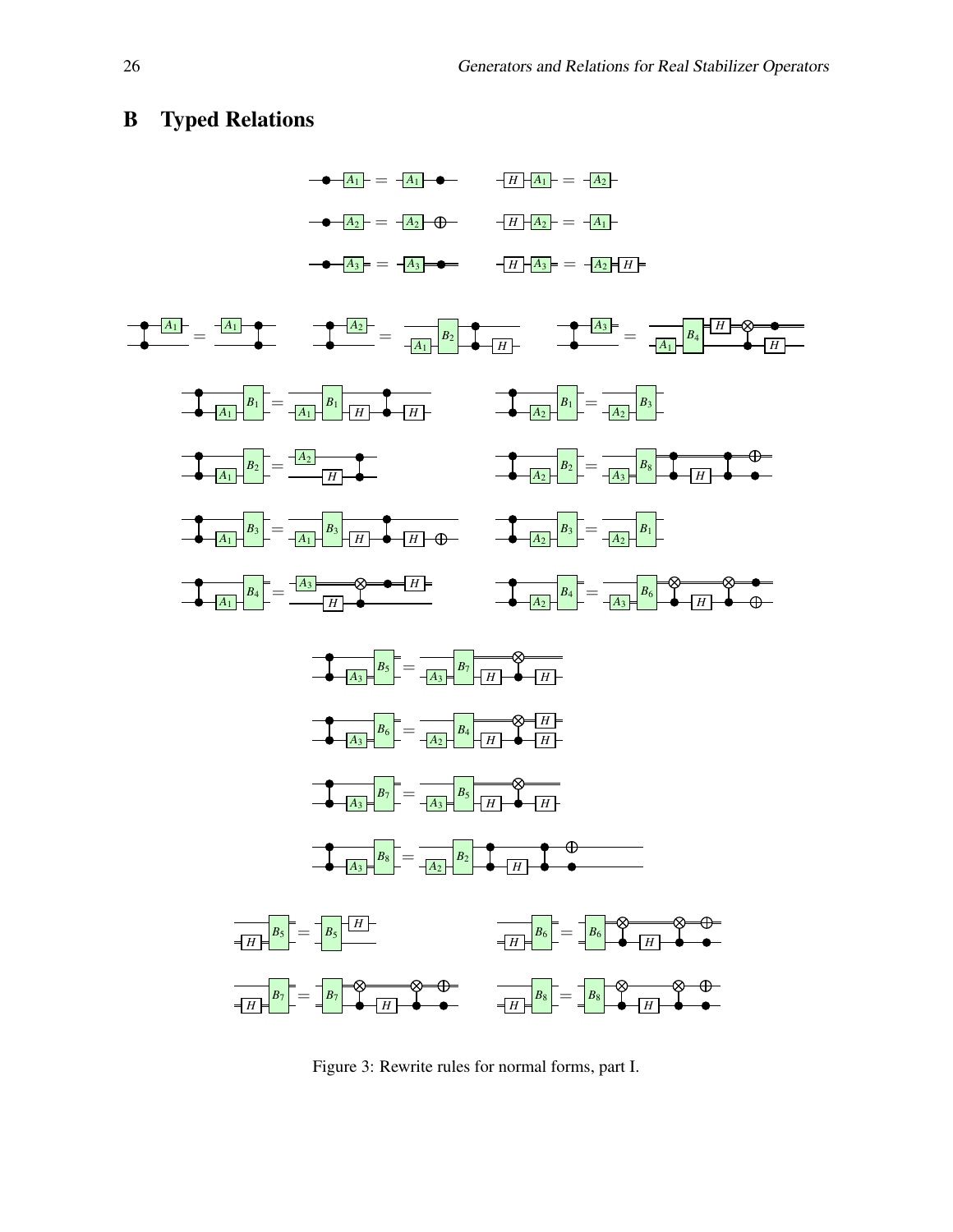## B Typed Relations

Figure 3: Rewrite rules for normal forms, part I.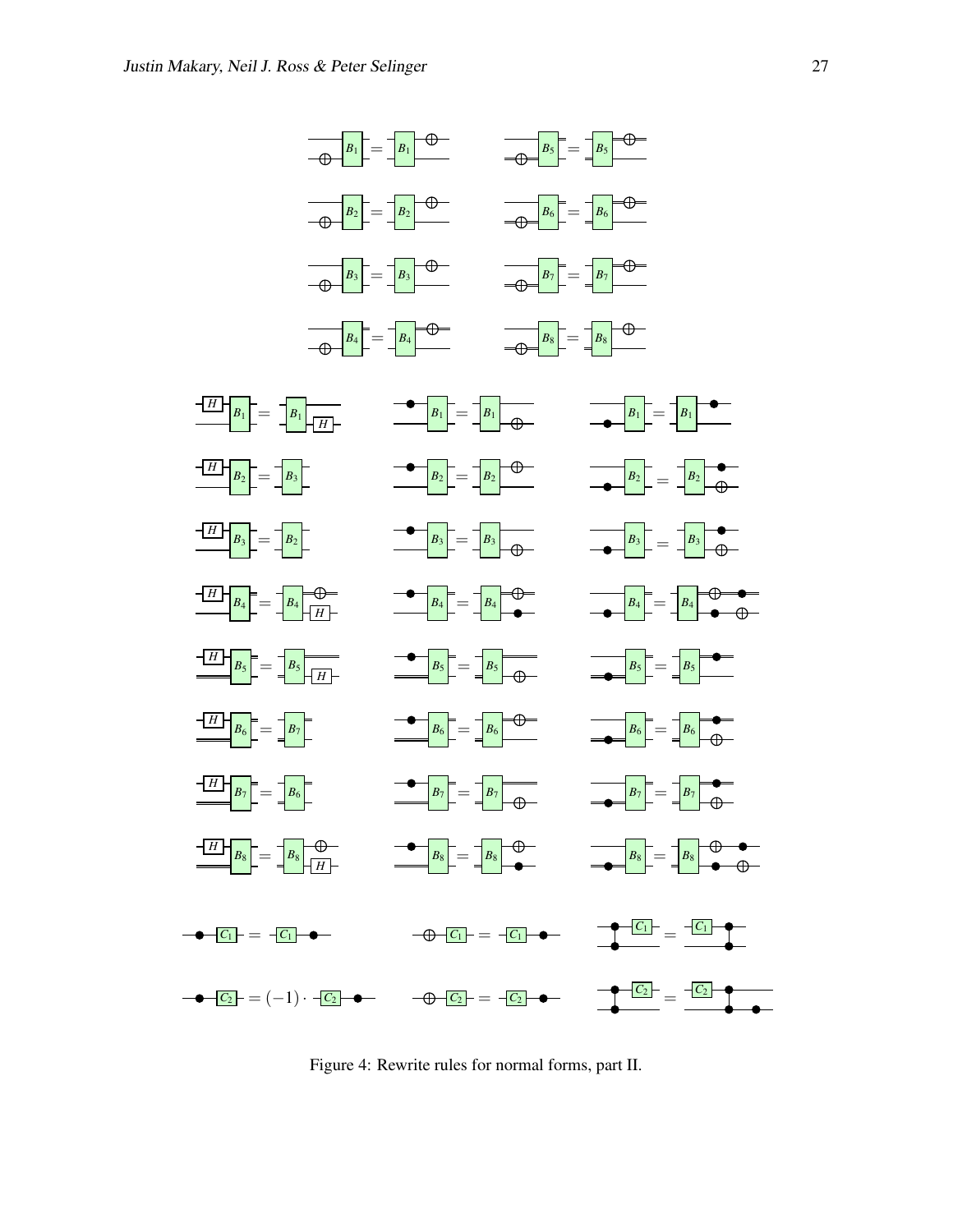Figure 4: Rewrite rules for normal forms, part II.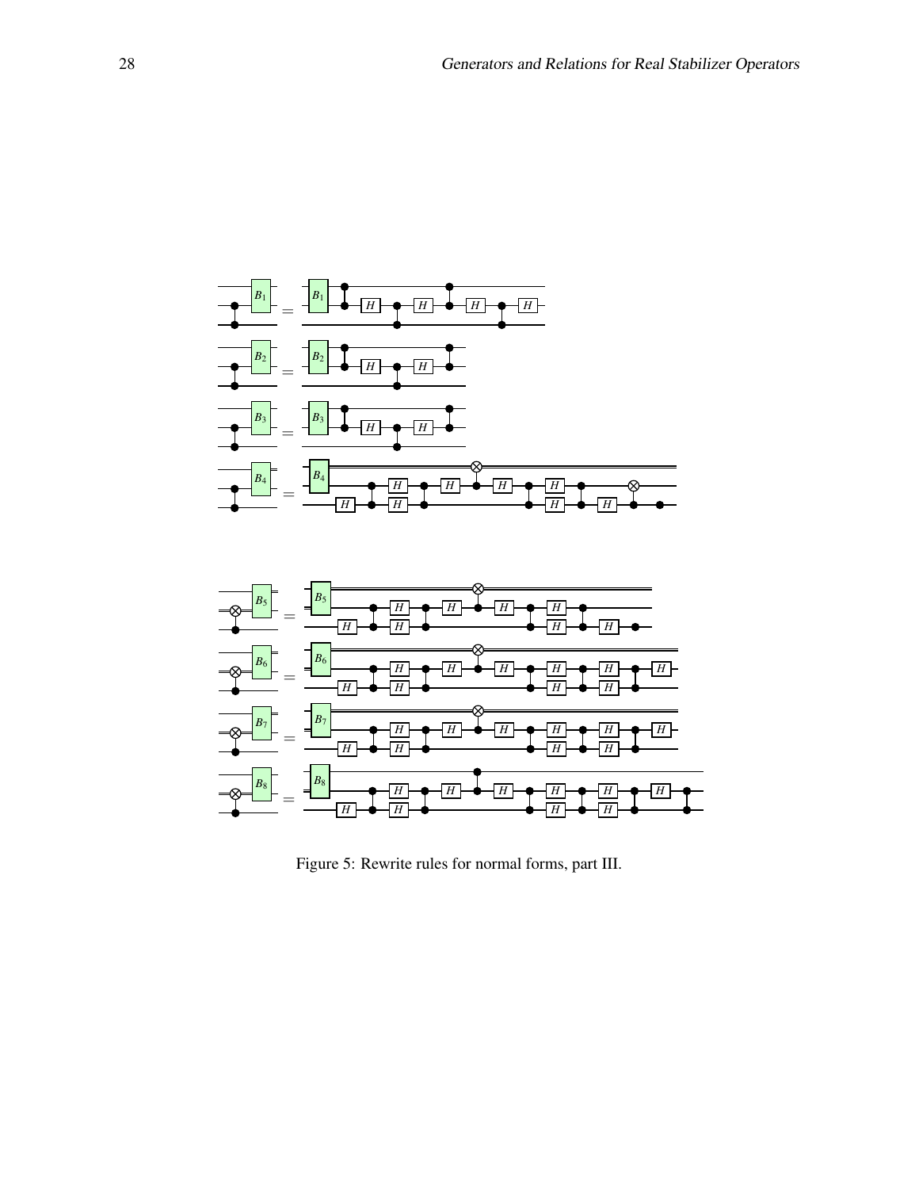Figure 5: Rewrite rules for normal forms, part III.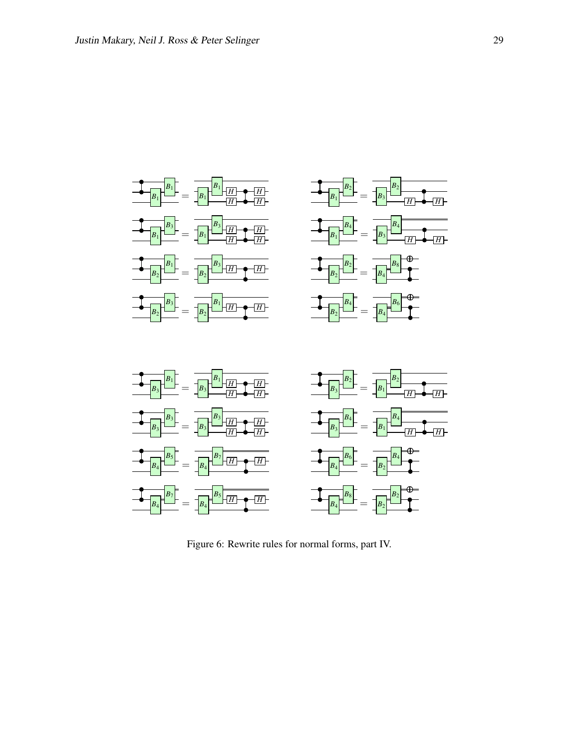Figure 6: Rewrite rules for normal forms, part IV.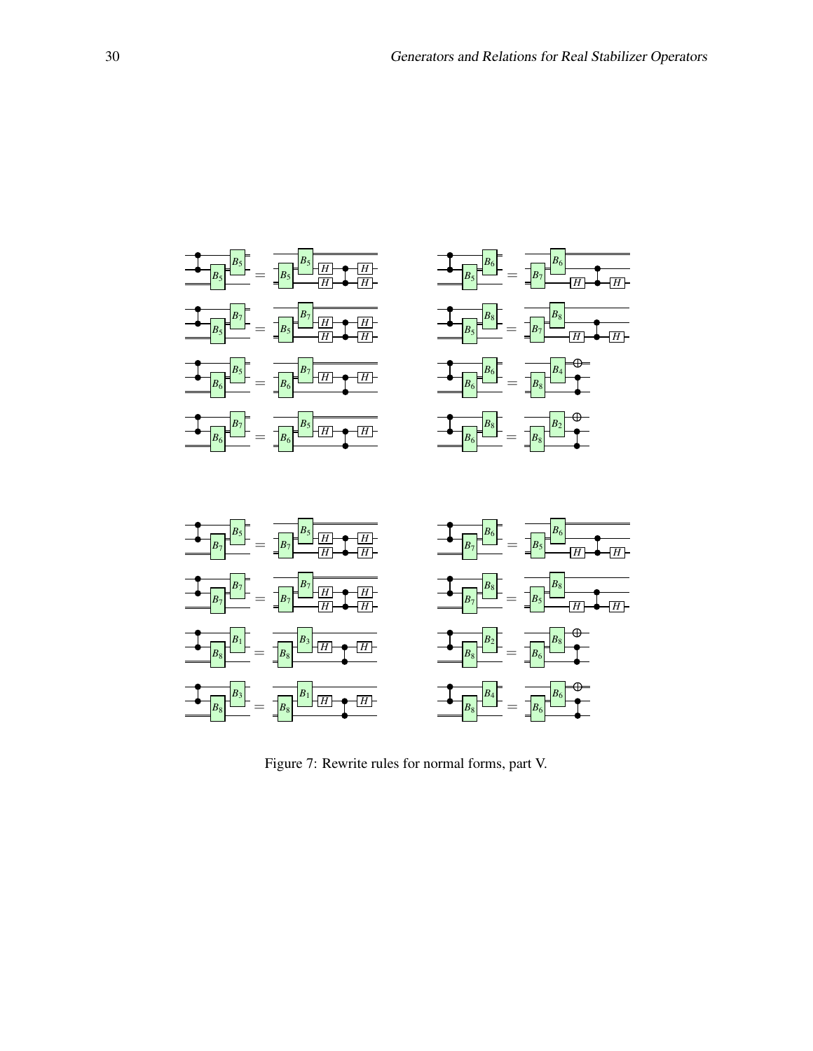Figure 7: Rewrite rules for normal forms, part V.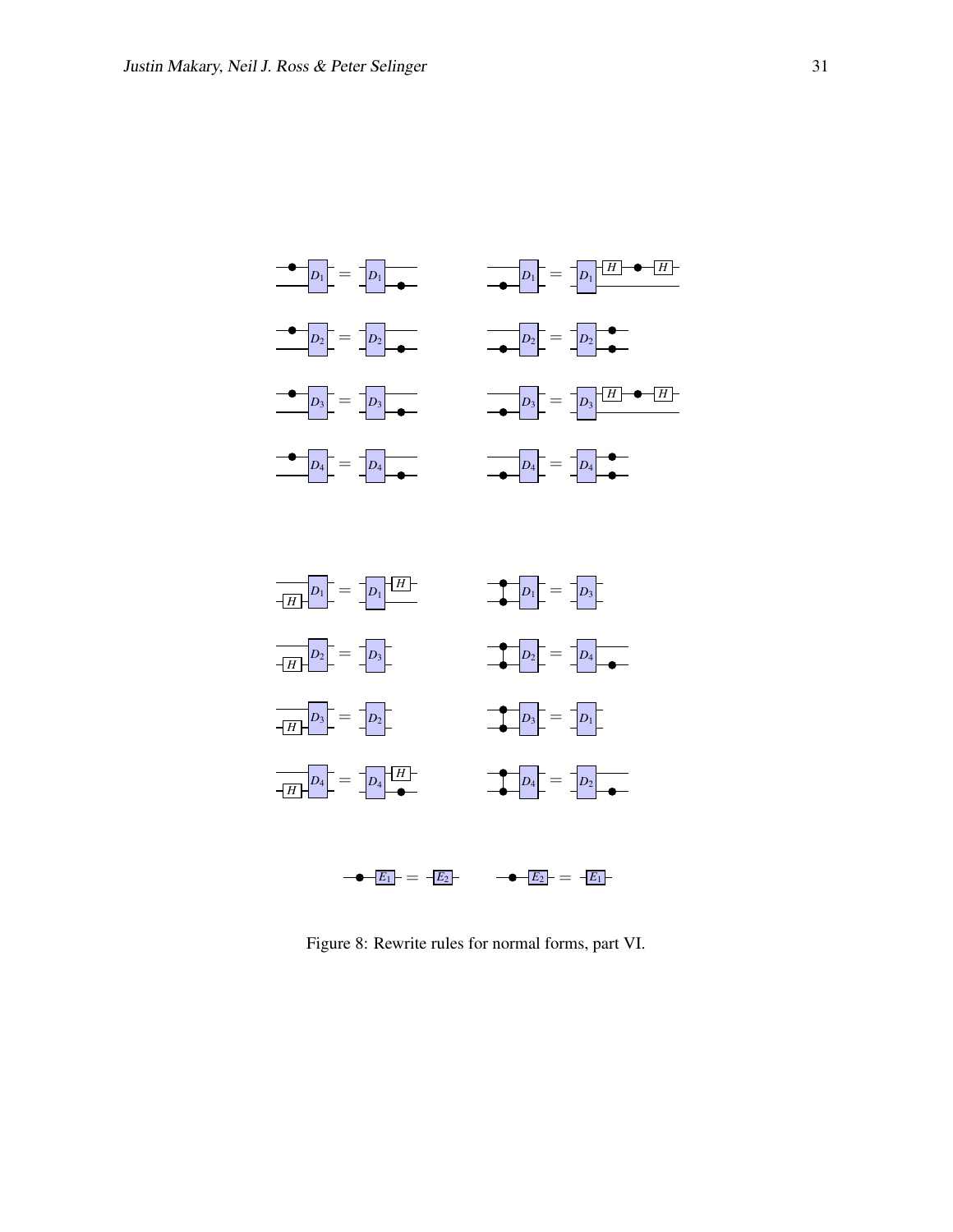Figure 8: Rewrite rules for normal forms, part VI.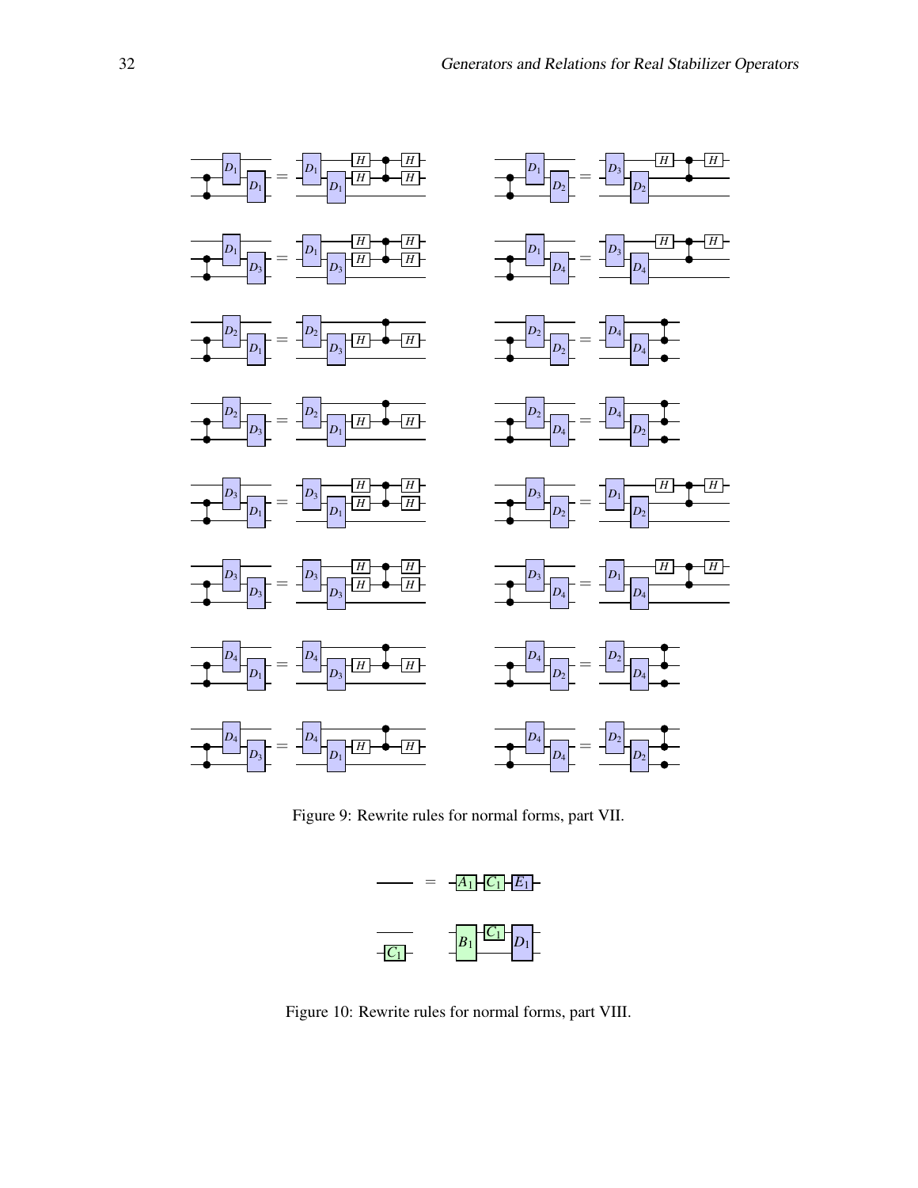Figure 9: Rewrite rules for normal forms, part VII.

Figure 10: Rewrite rules for normal forms, part VIII.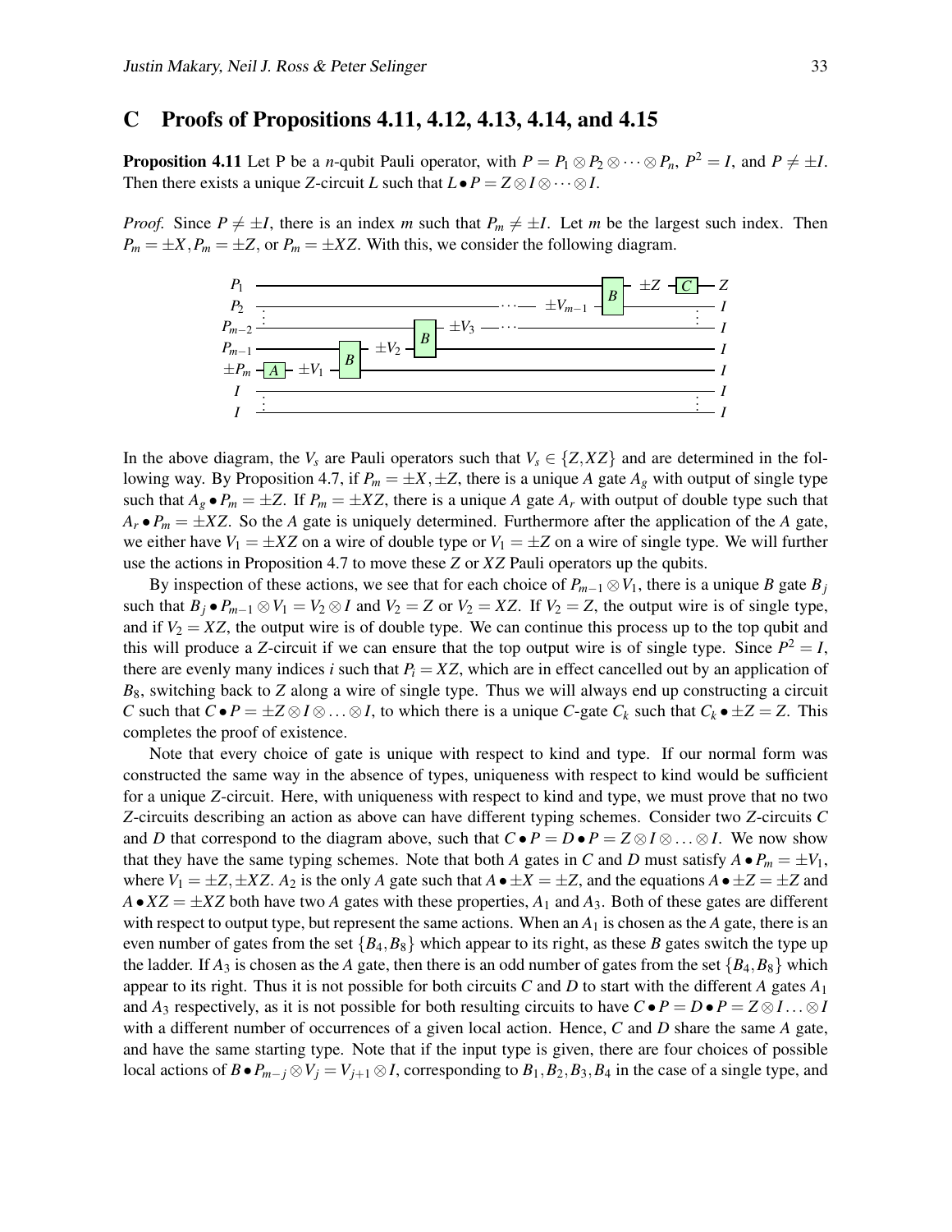## C Proofs of Propositions 4.11, 4.12, 4.13, 4.14, and 4.15

**Proposition 4.11** Let P be a $n$-qubit Pauli operator, with $P = P_1 \otimes P_2 \otimes \cdots \otimes P_n$, $P^2 = I$, and $P \neq \pm I$. Then there exists a unique $Z$-circuit $L$ such that $L \bullet P = Z \otimes I \otimes \cdots \otimes I$.

*Proof.* Since $P \neq \pm I$, there is an index $m$ such that $P_m \neq \pm I$. Let $m$ be the largest such index. Then $P_m = \pm X, P_m = \pm Z$, or $P_m = \pm XZ$. With this, we consider the following diagram.

In the above diagram, the $V_s$ are Pauli operators such that $V_s \in \{Z, XZ\}$ and are determined in the following way. By Proposition 4.7, if $P_m = \pm X, \pm Z$, there is a unique $A$ gate $A_g$ with output of single type such that $A_g \bullet P_m = \pm Z$. If $P_m = \pm XZ$, there is a unique $A$ gate $A_r$ with output of double type such that $A_r \bullet P_m = \pm XZ$. So the $A$ gate is uniquely determined. Furthermore after the application of the $A$ gate, we either have $V_1 = \pm XZ$ on a wire of double type or $V_1 = \pm Z$ on a wire of single type. We will further use the actions in Proposition 4.7 to move these $Z$ or $XZ$ Pauli operators up the qubits.

By inspection of these actions, we see that for each choice of $P_{m-1} \otimes V_1$, there is a unique $B$ gate $B_j$ such that $B_j \bullet P_{m-1} \otimes V_1 = V_2 \otimes I$ and $V_2 = Z$ or $V_2 = XZ$. If $V_2 = Z$, the output wire is of single type, and if $V_2 = XZ$, the output wire is of double type. We can continue this process up to the top qubit and this will produce a $Z$-circuit if we can ensure that the top output wire is of single type. Since $P^2 = I$, there are evenly many indices $i$ such that $P_i = XZ$, which are in effect cancelled out by an application of $B_8$, switching back to $Z$ along a wire of single type. Thus we will always end up constructing a circuit $C$ such that $C \bullet P = \pm Z \otimes I \otimes \ldots \otimes I$, to which there is a unique $C$-gate $C_k$ such that $C_k \bullet \pm Z = Z$. This completes the proof of existence.

Note that every choice of gate is unique with respect to kind and type. If our normal form was constructed the same way in the absence of types, uniqueness with respect to kind would be sufficient for a unique $Z$-circuit. Here, with uniqueness with respect to kind and type, we must prove that no two $Z$-circuits describing an action as above can have different typing schemes. Consider two $Z$-circuits $C$ and $D$ that correspond to the diagram above, such that $C \bullet P = D \bullet P = Z \otimes I \otimes \ldots \otimes I$. We now show that they have the same typing schemes. Note that both $A$ gates in $C$ and $D$ must satisfy $A \bullet P_m = \pm V_1$, where $V_1 = \pm Z, \pm XZ$. $A_2$ is the only $A$ gate such that $A \bullet \pm X = \pm Z$, and the equations $A \bullet \pm Z = \pm Z$ and $A \bullet XZ = \pm XZ$ both have two $A$ gates with these properties, $A_1$ and $A_3$. Both of these gates are different with respect to output type, but represent the same actions. When an $A_1$ is chosen as the $A$ gate, there is an even number of gates from the set $\{B_4, B_8\}$ which appear to its right, as these $B$ gates switch the type up the ladder. If $A_3$ is chosen as the $A$ gate, then there is an odd number of gates from the set $\{B_4, B_8\}$ which appear to its right. Thus it is not possible for both circuits $C$ and $D$ to start with the different $A$ gates $A_1$ and $A_3$ respectively, as it is not possible for both resulting circuits to have $C \bullet P = D \bullet P = Z \otimes I \ldots \otimes I$ with a different number of occurrences of a given local action. Hence, $C$ and $D$ share the same $A$ gate, and have the same starting type. Note that if the input type is given, there are four choices of possible local actions of $B \bullet P_{m-j} \otimes V_j = V_{j+1} \otimes I$, corresponding to $B_1, B_2, B_3, B_4$ in the case of a single type, and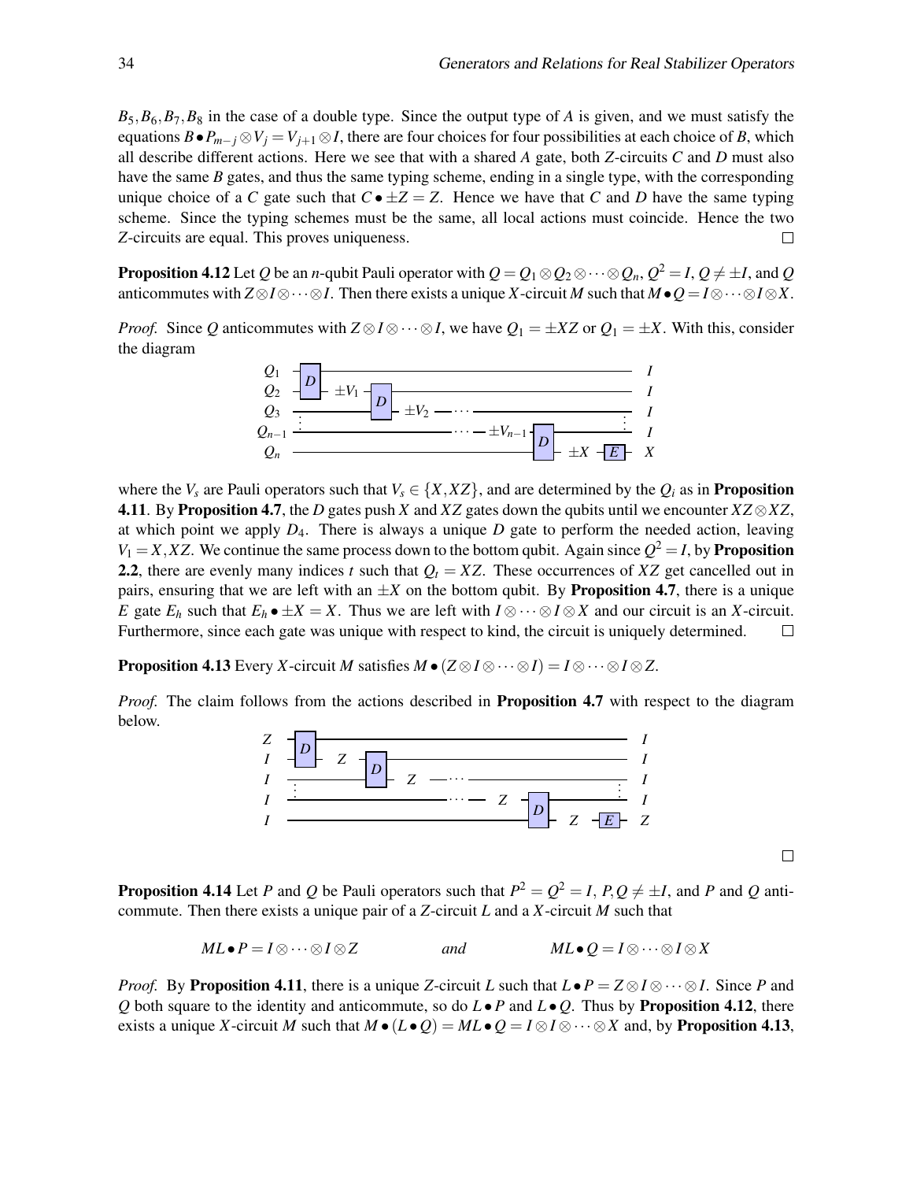$B_5, B_6, B_7, B_8$ in the case of a double type. Since the output type of $A$ is given, and we must satisfy the equations $B \bullet P_{m-j} \otimes V_j = V_{j+1} \otimes I$, there are four choices for four possibilities at each choice of $B$, which all describe different actions. Here we see that with a shared $A$ gate, both $Z$-circuits $C$ and $D$ must also have the same $B$ gates, and thus the same typing scheme, ending in a single type, with the corresponding unique choice of a $C$ gate such that $C \bullet \pm Z = Z$. Hence we have that $C$ and $D$ have the same typing scheme. Since the typing schemes must be the same, all local actions must coincide. Hence the two $Z$-circuits are equal. This proves uniqueness. □

**Proposition 4.12** Let $Q$ be an $n$-qubit Pauli operator with $Q = Q_1 \otimes Q_2 \otimes \cdots \otimes Q_n$, $Q^2 = I$, $Q \neq \pm I$, and $Q$ anticommutes with $Z \otimes I \otimes \cdots \otimes I$. Then there exists a unique $X$-circuit $M$ such that $M \bullet Q = I \otimes \cdots \otimes I \otimes X$.

*Proof.* Since $Q$ anticommutes with $Z \otimes I \otimes \cdots \otimes I$, we have $Q_1 = \pm XZ$ or $Q_1 = \pm X$. With this, consider the diagram

where the $V_s$ are Pauli operators such that $V_s \in \{X, XZ\}$, and are determined by the $Q_i$ as in **Proposition 4.11**. By **Proposition 4.7**, the $D$ gates push $X$ and $XZ$ gates down the qubits until we encounter $XZ \otimes XZ$, at which point we apply $D_4$. There is always a unique $D$ gate to perform the needed action, leaving $V_1 = X, XZ$. We continue the same process down to the bottom qubit. Again since $Q^2 = I$, by **Proposition 2.2**, there are evenly many indices $t$ such that $Q_t = XZ$. These occurrences of $XZ$ get cancelled out in pairs, ensuring that we are left with an $\pm X$ on the bottom qubit. By **Proposition 4.7**, there is a unique $E$ gate $E_h$ such that $E_h \bullet \pm X = X$. Thus we are left with $I \otimes \cdots \otimes I \otimes X$ and our circuit is an $X$-circuit. Furthermore, since each gate was unique with respect to kind, the circuit is uniquely determined. □

**Proposition 4.13** Every $X$-circuit $M$ satisfies $M \bullet (Z \otimes I \otimes \cdots \otimes I) = I \otimes \cdots \otimes I \otimes Z$.

*Proof.* The claim follows from the actions described in **Proposition 4.7** with respect to the diagram below.

□

**Proposition 4.14** Let $P$ and $Q$ be Pauli operators such that $P^2 = Q^2 = I$, $P, Q \neq \pm I$, and $P$ and $Q$ anticommute. Then there exists a unique pair of a $Z$-circuit $L$ and a $X$-circuit $M$ such that

$$ML \bullet P = I \otimes \cdots \otimes I \otimes Z \qquad \text{and} \qquad ML \bullet Q = I \otimes \cdots \otimes I \otimes X$$

*Proof.* By **Proposition 4.11**, there is a unique $Z$-circuit $L$ such that $L \bullet P = Z \otimes I \otimes \cdots \otimes I$. Since $P$ and $Q$ both square to the identity and anticommute, so do $L \bullet P$ and $L \bullet Q$. Thus by **Proposition 4.12**, there exists a unique $X$-circuit $M$ such that $M \bullet (L \bullet Q) = ML \bullet Q = I \otimes I \otimes \cdots \otimes X$ and, by **Proposition 4.13**,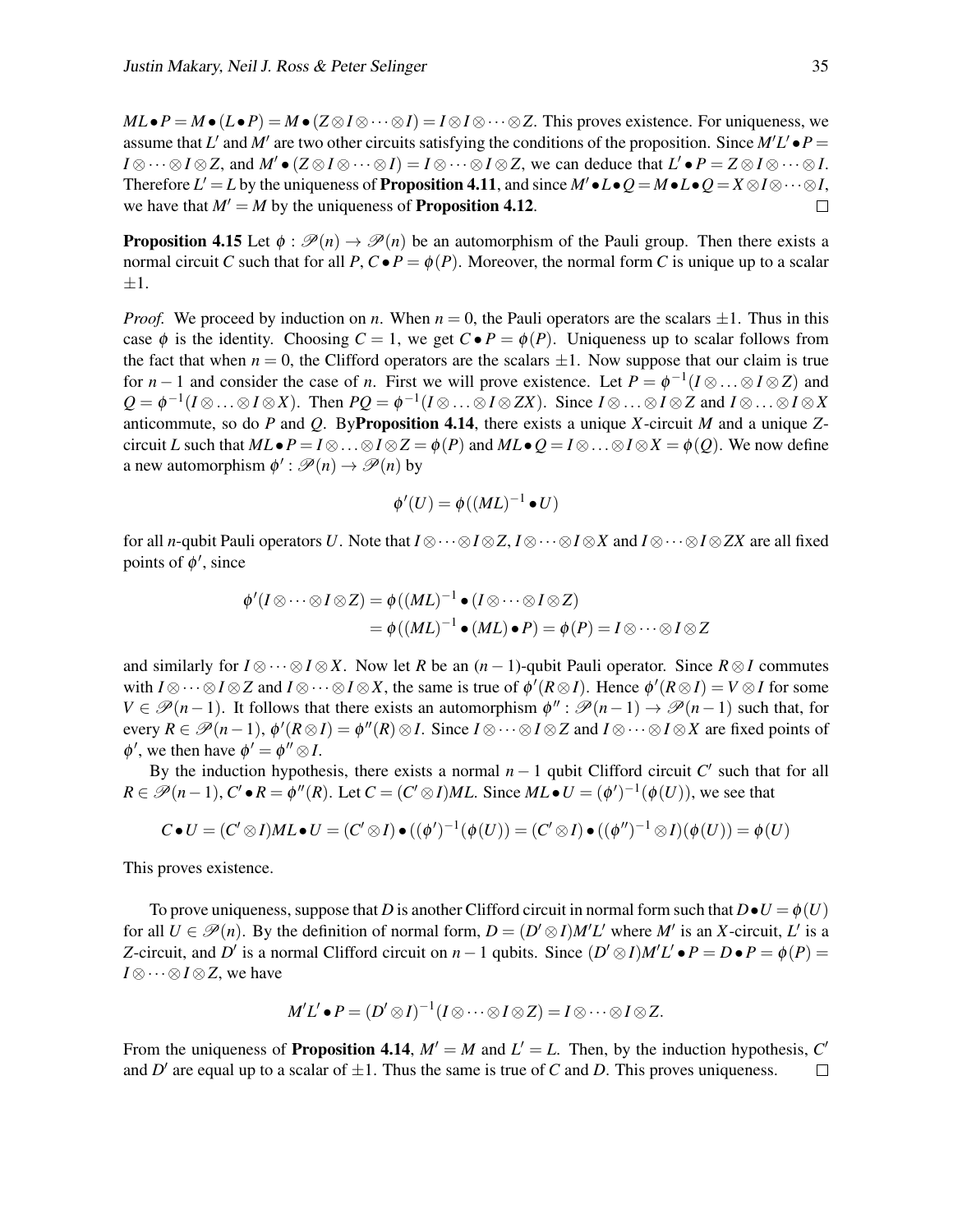$ML \bullet P = M \bullet (L \bullet P) = M \bullet (Z \otimes I \otimes \cdots \otimes I) = I \otimes I \otimes \cdots \otimes Z$. This proves existence. For uniqueness, we assume that $L'$ and $M'$ are two other circuits satisfying the conditions of the proposition. Since $M'L' \bullet P = I \otimes \cdots \otimes I \otimes Z$, and $M' \bullet (Z \otimes I \otimes \cdots \otimes I) = I \otimes \cdots \otimes I \otimes Z$, we can deduce that $L' \bullet P = Z \otimes I \otimes \cdots \otimes I$. Therefore $L' = L$ by the uniqueness of **Proposition 4.11**, and since $M' \bullet L \bullet Q = M \bullet L \bullet Q = X \otimes I \otimes \cdots \otimes I$, we have that $M' = M$ by the uniqueness of **Proposition 4.12**. □

**Proposition 4.15** Let $\phi : \mathscr{P}(n) \to \mathscr{P}(n)$ be an automorphism of the Pauli group. Then there exists a normal circuit $C$ such that for all $P$, $C \bullet P = \phi(P)$. Moreover, the normal form $C$ is unique up to a scalar $\pm 1$.

*Proof.* We proceed by induction on $n$. When $n = 0$, the Pauli operators are the scalars $\pm 1$. Thus in this case $\phi$ is the identity. Choosing $C = 1$, we get $C \bullet P = \phi(P)$. Uniqueness up to scalar follows from the fact that when $n = 0$, the Clifford operators are the scalars $\pm 1$. Now suppose that our claim is true for $n-1$ and consider the case of $n$. First we will prove existence. Let $P = \phi^{-1}(I \otimes \ldots \otimes I \otimes Z)$ and $Q = \phi^{-1}(I \otimes \ldots \otimes I \otimes X)$. Then $PQ = \phi^{-1}(I \otimes \ldots \otimes I \otimes ZX)$. Since $I \otimes \ldots \otimes I \otimes Z$ and $I \otimes \ldots \otimes I \otimes X$ anticommute, so do $P$ and $Q$. By**Proposition 4.14**, there exists a unique $X$-circuit $M$ and a unique $Z$-circuit $L$ such that $ML \bullet P = I \otimes \ldots \otimes I \otimes Z = \phi(P)$ and $ML \bullet Q = I \otimes \ldots \otimes I \otimes X = \phi(Q)$. We now define a new automorphism $\phi' : \mathscr{P}(n) \to \mathscr{P}(n)$ by

$$\phi'(U) = \phi((ML)^{-1} \bullet U)$$

for all $n$-qubit Pauli operators $U$. Note that $I \otimes \cdots \otimes I \otimes Z$, $I \otimes \cdots \otimes I \otimes X$ and $I \otimes \cdots \otimes I \otimes ZX$ are all fixed points of $\phi'$, since

$$\begin{aligned} \phi'(I \otimes \cdots \otimes I \otimes Z) &= \phi((ML)^{-1} \bullet (I \otimes \cdots \otimes I \otimes Z) \\ &= \phi((ML)^{-1} \bullet (ML) \bullet P) = \phi(P) = I \otimes \cdots \otimes I \otimes Z \end{aligned}$$

and similarly for $I \otimes \cdots \otimes I \otimes X$. Now let $R$ be an $(n-1)$-qubit Pauli operator. Since $R \otimes I$ commutes with $I \otimes \cdots \otimes I \otimes Z$ and $I \otimes \cdots \otimes I \otimes X$, the same is true of $\phi'(R \otimes I)$. Hence $\phi'(R \otimes I) = V \otimes I$ for some $V \in \mathscr{P}(n-1)$. It follows that there exists an automorphism $\phi'' : \mathscr{P}(n-1) \to \mathscr{P}(n-1)$ such that, for every $R \in \mathscr{P}(n-1)$, $\phi'(R \otimes I) = \phi''(R) \otimes I$. Since $I \otimes \cdots \otimes I \otimes Z$ and $I \otimes \cdots \otimes I \otimes X$ are fixed points of $\phi'$, we then have $\phi' = \phi'' \otimes I$.

By the induction hypothesis, there exists a normal $n-1$ qubit Clifford circuit $C'$ such that for all $R \in \mathscr{P}(n-1)$, $C' \bullet R = \phi''(R)$. Let $C = (C' \otimes I)ML$. Since $ML \bullet U = (\phi')^{-1}(\phi(U))$, we see that

$$C \bullet U = (C' \otimes I)ML \bullet U = (C' \otimes I) \bullet ((\phi')^{-1}(\phi(U)) = (C' \otimes I) \bullet ((\phi'')^{-1} \otimes I)(\phi(U)) = \phi(U)$$

This proves existence.

To prove uniqueness, suppose that $D$ is another Clifford circuit in normal form such that $D \bullet U = \phi(U)$ for all $U \in \mathscr{P}(n)$. By the definition of normal form, $D = (D' \otimes I)M'L'$ where $M'$ is an $X$-circuit, $L'$ is a $Z$-circuit, and $D'$ is a normal Clifford circuit on $n-1$ qubits. Since $(D' \otimes I)M'L' \bullet P = D \bullet P = \phi(P) = I \otimes \cdots \otimes I \otimes Z$, we have

$$M'L' \bullet P = (D' \otimes I)^{-1}(I \otimes \cdots \otimes I \otimes Z) = I \otimes \cdots \otimes I \otimes Z.$$

From the uniqueness of **Proposition 4.14**, $M' = M$ and $L' = L$. Then, by the induction hypothesis, $C'$ and $D'$ are equal up to a scalar of $\pm 1$. Thus the same is true of $C$ and $D$. This proves uniqueness. □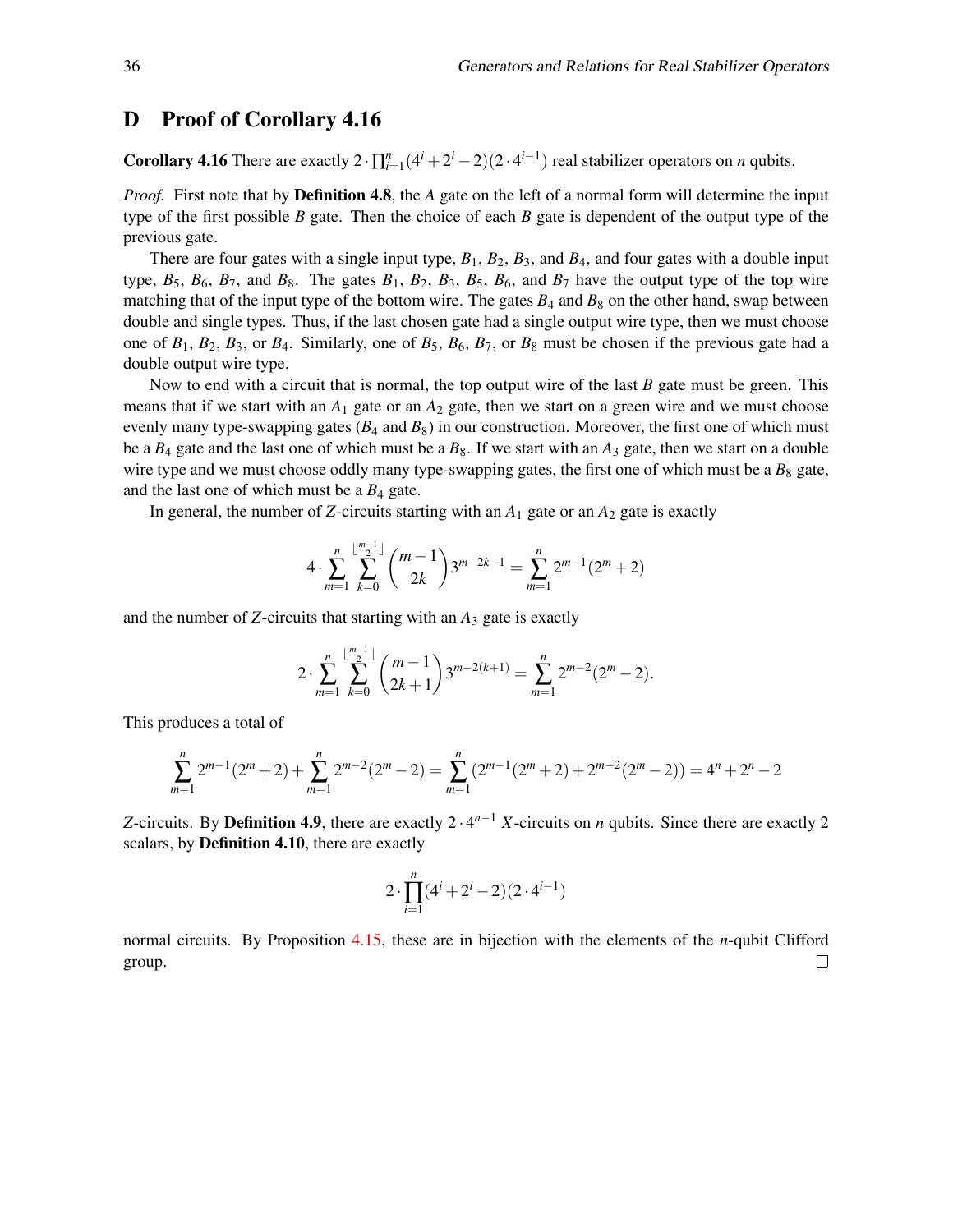# D Proof of Corollary 4.16

**Corollary 4.16** There are exactly $2\cdot\prod_{i=1}^{n}(4^i+2^i-2)(2\cdot 4^{i-1})$ real stabilizer operators on $n$ qubits.

*Proof.* First note that by **Definition 4.8**, the $A$ gate on the left of a normal form will determine the input type of the first possible $B$ gate. Then the choice of each $B$ gate is dependent of the output type of the previous gate.

There are four gates with a single input type, $B_1$, $B_2$, $B_3$, and $B_4$, and four gates with a double input type, $B_5$, $B_6$, $B_7$, and $B_8$. The gates $B_1$, $B_2$, $B_3$, $B_5$, $B_6$, and $B_7$ have the output type of the top wire matching that of the input type of the bottom wire. The gates $B_4$ and $B_8$ on the other hand, swap between double and single types. Thus, if the last chosen gate had a single output wire type, then we must choose one of $B_1$, $B_2$, $B_3$, or $B_4$. Similarly, one of $B_5$, $B_6$, $B_7$, or $B_8$ must be chosen if the previous gate had a double output wire type.

Now to end with a circuit that is normal, the top output wire of the last $B$ gate must be green. This means that if we start with an $A_1$ gate or an $A_2$ gate, then we start on a green wire and we must choose evenly many type-swapping gates ($B_4$ and $B_8$) in our construction. Moreover, the first one of which must be a $B_4$ gate and the last one of which must be a $B_8$. If we start with an $A_3$ gate, then we start on a double wire type and we must choose oddly many type-swapping gates, the first one of which must be a $B_8$ gate, and the last one of which must be a $B_4$ gate.

In general, the number of $Z$-circuits starting with an $A_1$ gate or an $A_2$ gate is exactly

$$4\cdot\sum_{m=1}^{n}\sum_{k=0}^{\lfloor\frac{m-1}{2}\rfloor}\binom{m-1}{2k}3^{m-2k-1}=\sum_{m=1}^{n}2^{m-1}(2^m+2)$$

and the number of $Z$-circuits that starting with an $A_3$ gate is exactly

$$2\cdot\sum_{m=1}^{n}\sum_{k=0}^{\lfloor\frac{m-1}{2}\rfloor}\binom{m-1}{2k+1}3^{m-2(k+1)}=\sum_{m=1}^{n}2^{m-2}(2^m-2).$$

This produces a total of

$$\sum_{m=1}^{n}2^{m-1}(2^m+2)+\sum_{m=1}^{n}2^{m-2}(2^m-2)=\sum_{m=1}^{n}(2^{m-1}(2^m+2)+2^{m-2}(2^m-2))=4^n+2^n-2$$

$Z$-circuits. By **Definition 4.9**, there are exactly $2\cdot 4^{n-1}$ $X$-circuits on $n$ qubits. Since there are exactly 2 scalars, by **Definition 4.10**, there are exactly

$$2\cdot\prod_{i=1}^{n}(4^i+2^i-2)(2\cdot 4^{i-1})$$

normal circuits. By Proposition 4.15, these are in bijection with the elements of the $n$-qubit Clifford group. □